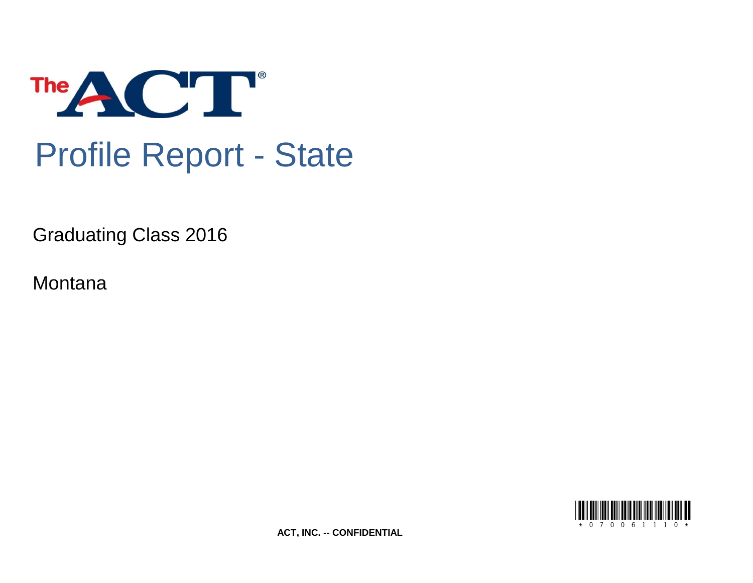The ACT®

# Profile Report - State

Graduating Class 2016

Montana

*0700611110*

**ACT, INC. -- CONFIDENTIAL**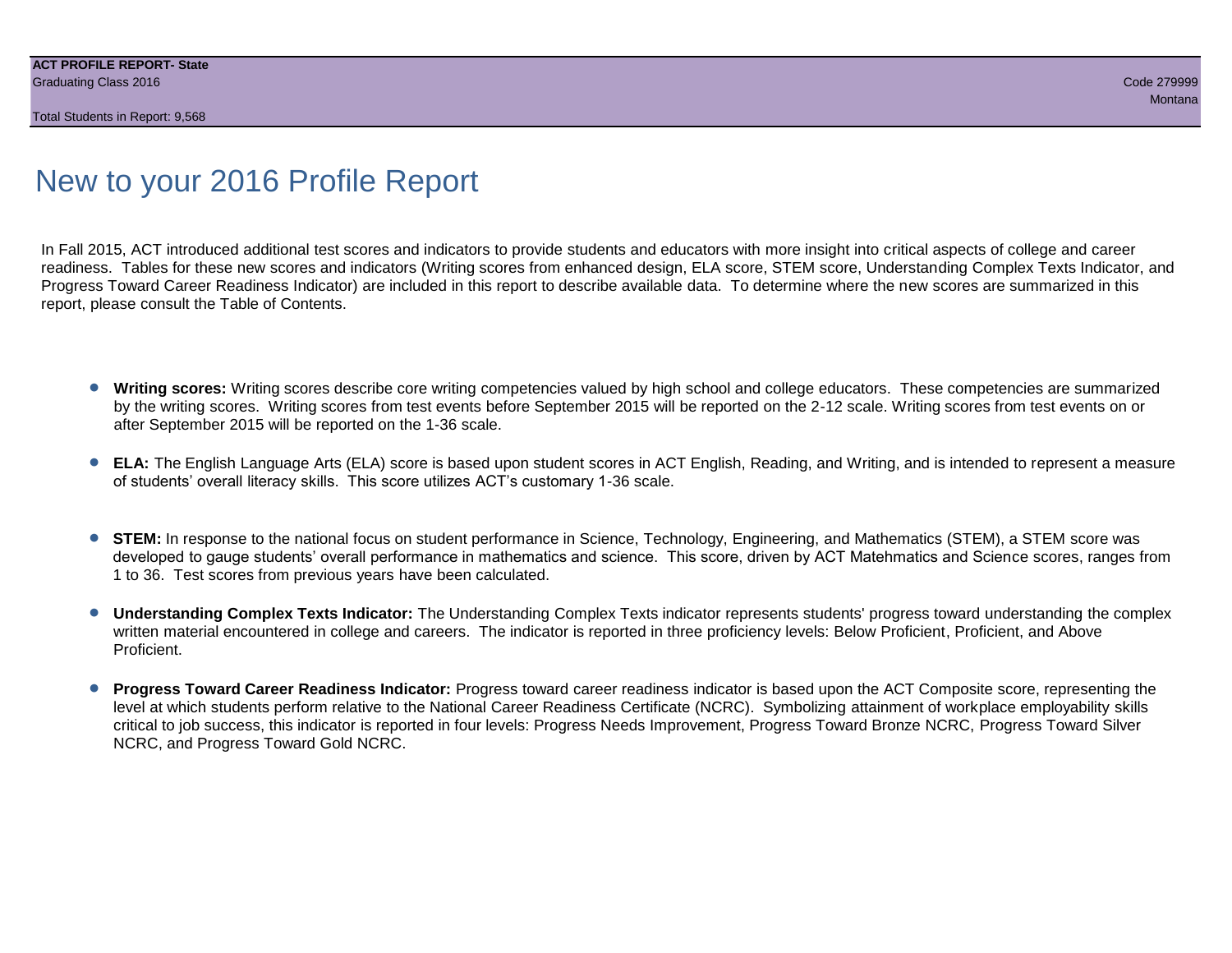# New to your 2016 Profile Report

In Fall 2015, ACT introduced additional test scores and indicators to provide students and educators with more insight into critical aspects of college and career readiness. Tables for these new scores and indicators (Writing scores from enhanced design, ELA score, STEM score, Understanding Complex Texts Indicator, and Progress Toward Career Readiness Indicator) are included in this report to describe available data. To determine where the new scores are summarized in this report, please consult the Table of Contents.

- **Writing scores:** Writing scores describe core writing competencies valued by high school and college educators. These competencies are summarized by the writing scores. Writing scores from test events before September 2015 will be reported on the 2-12 scale. Writing scores from test events on or after September 2015 will be reported on the 1-36 scale.

- **ELA:** The English Language Arts (ELA) score is based upon student scores in ACT English, Reading, and Writing, and is intended to represent a measure of students' overall literacy skills. This score utilizes ACT's customary 1-36 scale.

- **STEM:** In response to the national focus on student performance in Science, Technology, Engineering, and Mathematics (STEM), a STEM score was developed to gauge students' overall performance in mathematics and science. This score, driven by ACT Matehmatics and Science scores, ranges from 1 to 36. Test scores from previous years have been calculated.

- **Understanding Complex Texts Indicator:** The Understanding Complex Texts indicator represents students' progress toward understanding the complex written material encountered in college and careers. The indicator is reported in three proficiency levels: Below Proficient, Proficient, and Above Proficient.

- **Progress Toward Career Readiness Indicator:** Progress toward career readiness indicator is based upon the ACT Composite score, representing the level at which students perform relative to the National Career Readiness Certificate (NCRC). Symbolizing attainment of workplace employability skills critical to job success, this indicator is reported in four levels: Progress Needs Improvement, Progress Toward Bronze NCRC, Progress Toward Silver NCRC, and Progress Toward Gold NCRC.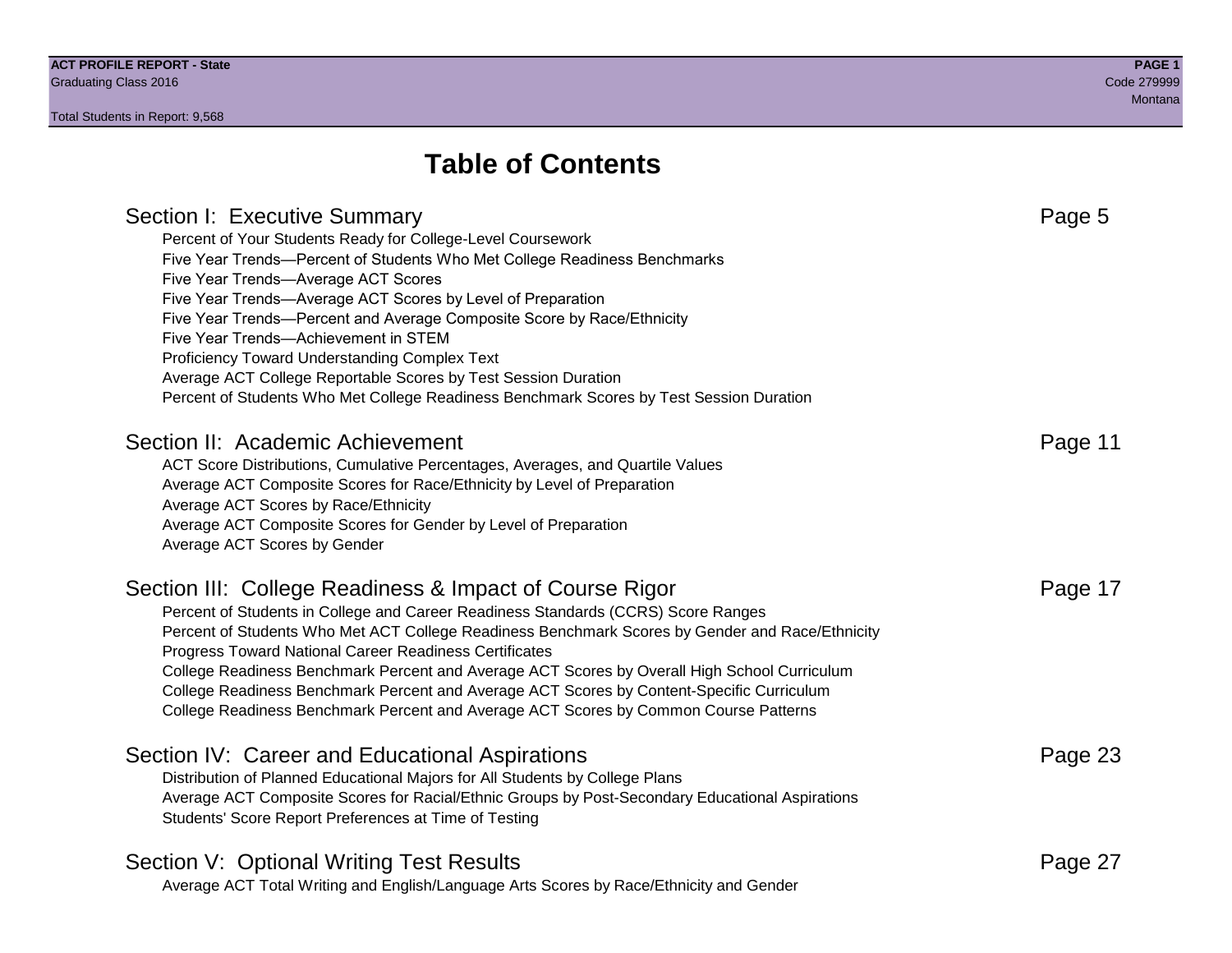# Table of Contents

## Section I: Executive Summary — Page 5

- Percent of Your Students Ready for College-Level Coursework
- Five Year Trends—Percent of Students Who Met College Readiness Benchmarks
- Five Year Trends—Average ACT Scores
- Five Year Trends—Average ACT Scores by Level of Preparation
- Five Year Trends—Percent and Average Composite Score by Race/Ethnicity
- Five Year Trends—Achievement in STEM
- Proficiency Toward Understanding Complex Text
- Average ACT College Reportable Scores by Test Session Duration
- Percent of Students Who Met College Readiness Benchmark Scores by Test Session Duration

## Section II: Academic Achievement — Page 11

- ACT Score Distributions, Cumulative Percentages, Averages, and Quartile Values
- Average ACT Composite Scores for Race/Ethnicity by Level of Preparation
- Average ACT Scores by Race/Ethnicity
- Average ACT Composite Scores for Gender by Level of Preparation
- Average ACT Scores by Gender

## Section III: College Readiness & Impact of Course Rigor — Page 17

- Percent of Students in College and Career Readiness Standards (CCRS) Score Ranges
- Percent of Students Who Met ACT College Readiness Benchmark Scores by Gender and Race/Ethnicity
- Progress Toward National Career Readiness Certificates
- College Readiness Benchmark Percent and Average ACT Scores by Overall High School Curriculum
- College Readiness Benchmark Percent and Average ACT Scores by Content-Specific Curriculum
- College Readiness Benchmark Percent and Average ACT Scores by Common Course Patterns

## Section IV: Career and Educational Aspirations — Page 23

- Distribution of Planned Educational Majors for All Students by College Plans
- Average ACT Composite Scores for Racial/Ethnic Groups by Post-Secondary Educational Aspirations
- Students' Score Report Preferences at Time of Testing

## Section V: Optional Writing Test Results — Page 27

- Average ACT Total Writing and English/Language Arts Scores by Race/Ethnicity and Gender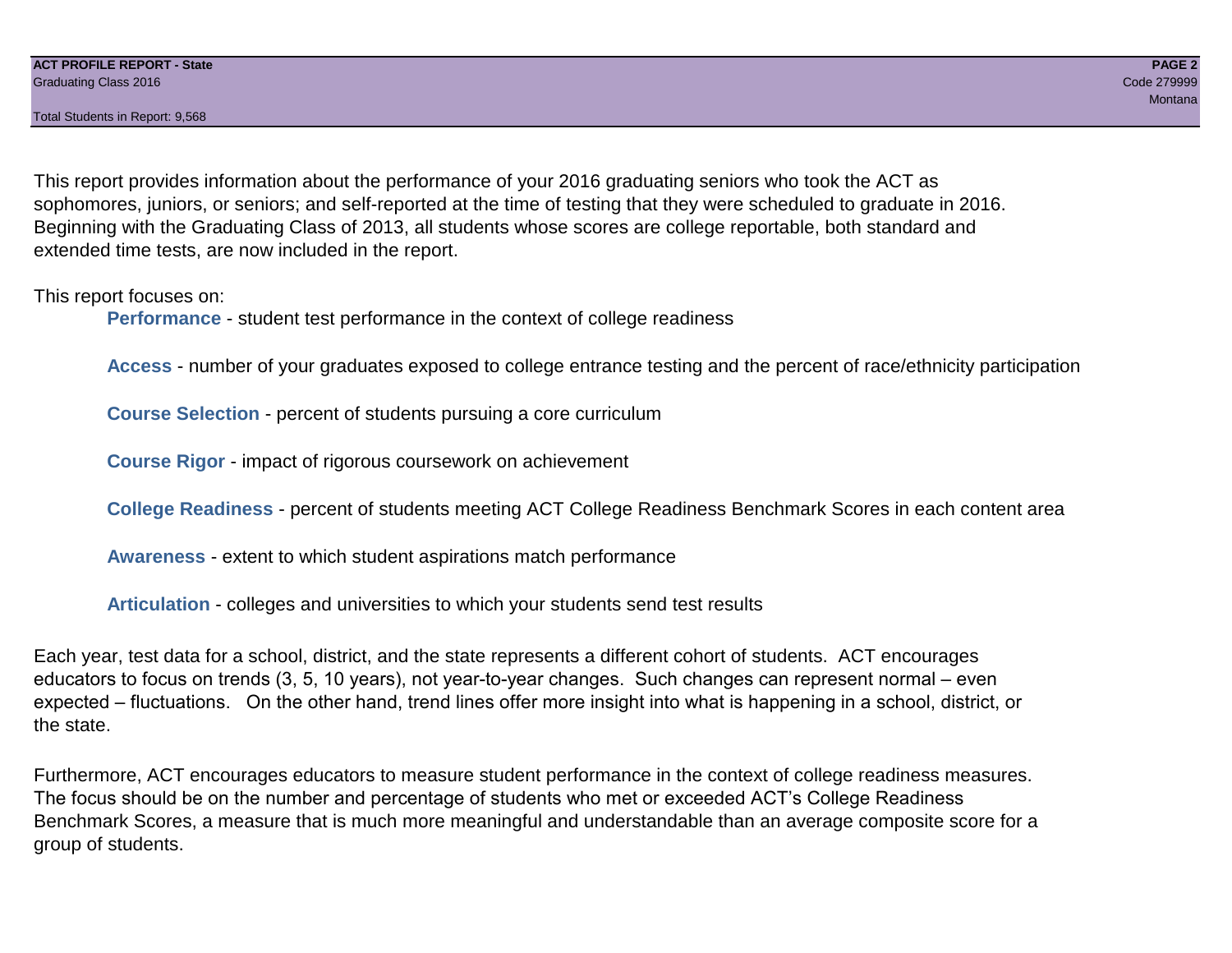This report provides information about the performance of your 2016 graduating seniors who took the ACT as sophomores, juniors, or seniors; and self-reported at the time of testing that they were scheduled to graduate in 2016. Beginning with the Graduating Class of 2013, all students whose scores are college reportable, both standard and extended time tests, are now included in the report.

This report focuses on:

- **Performance** - student test performance in the context of college readiness
- **Access** - number of your graduates exposed to college entrance testing and the percent of race/ethnicity participation
- **Course Selection** - percent of students pursuing a core curriculum
- **Course Rigor** - impact of rigorous coursework on achievement
- **College Readiness** - percent of students meeting ACT College Readiness Benchmark Scores in each content area
- **Awareness** - extent to which student aspirations match performance
- **Articulation** - colleges and universities to which your students send test results

Each year, test data for a school, district, and the state represents a different cohort of students. ACT encourages educators to focus on trends (3, 5, 10 years), not year-to-year changes. Such changes can represent normal – even expected – fluctuations. On the other hand, trend lines offer more insight into what is happening in a school, district, or the state.

Furthermore, ACT encourages educators to measure student performance in the context of college readiness measures. The focus should be on the number and percentage of students who met or exceeded ACT's College Readiness Benchmark Scores, a measure that is much more meaningful and understandable than an average composite score for a group of students.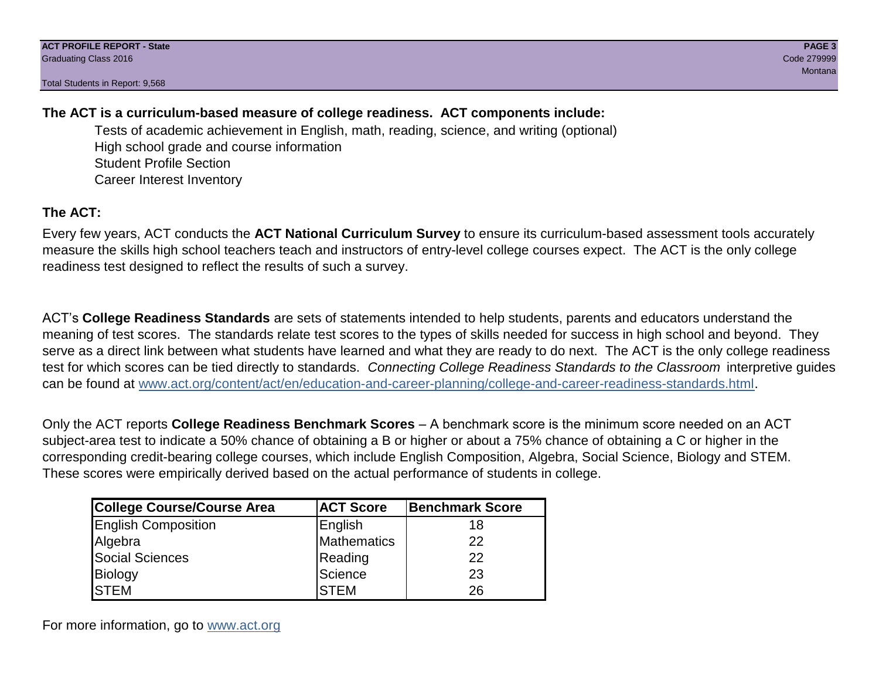**The ACT is a curriculum-based measure of college readiness. ACT components include:**

- Tests of academic achievement in English, math, reading, science, and writing (optional)
- High school grade and course information
- Student Profile Section
- Career Interest Inventory

## The ACT:

Every few years, ACT conducts the **ACT National Curriculum Survey** to ensure its curriculum-based assessment tools accurately measure the skills high school teachers teach and instructors of entry-level college courses expect. The ACT is the only college readiness test designed to reflect the results of such a survey.

ACT's **College Readiness Standards** are sets of statements intended to help students, parents and educators understand the meaning of test scores. The standards relate test scores to the types of skills needed for success in high school and beyond. They serve as a direct link between what students have learned and what they are ready to do next. The ACT is the only college readiness test for which scores can be tied directly to standards. *Connecting College Readiness Standards to the Classroom* interpretive guides can be found at www.act.org/content/act/en/education-and-career-planning/college-and-career-readiness-standards.html.

Only the ACT reports **College Readiness Benchmark Scores** – A benchmark score is the minimum score needed on an ACT subject-area test to indicate a 50% chance of obtaining a B or higher or about a 75% chance of obtaining a C or higher in the corresponding credit-bearing college courses, which include English Composition, Algebra, Social Science, Biology and STEM. These scores were empirically derived based on the actual performance of students in college.

| College Course/Course Area | ACT Score | Benchmark Score |
|---|---|---|
| English Composition | English | 18 |
| Algebra | Mathematics | 22 |
| Social Sciences | Reading | 22 |
| Biology | Science | 23 |
| STEM | STEM | 26 |

For more information, go to www.act.org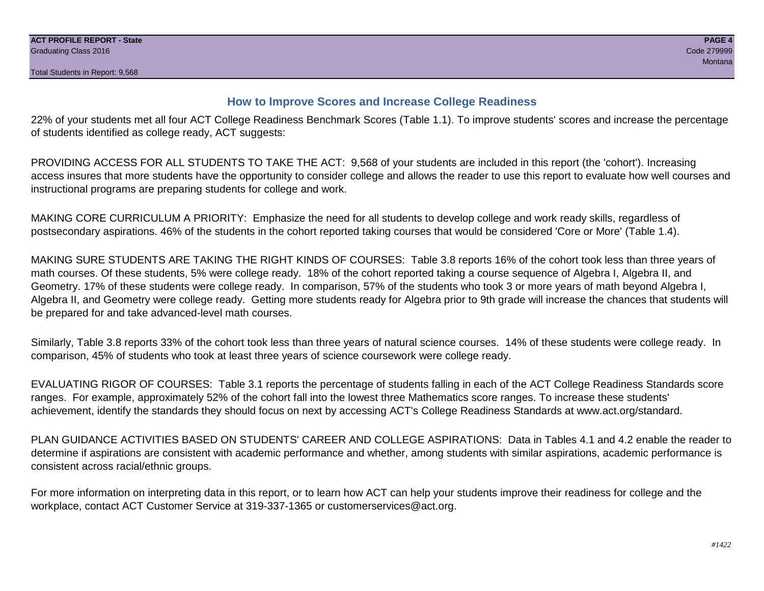## How to Improve Scores and Increase College Readiness

22% of your students met all four ACT College Readiness Benchmark Scores (Table 1.1). To improve students' scores and increase the percentage of students identified as college ready, ACT suggests:

PROVIDING ACCESS FOR ALL STUDENTS TO TAKE THE ACT: 9,568 of your students are included in this report (the 'cohort'). Increasing access insures that more students have the opportunity to consider college and allows the reader to use this report to evaluate how well courses and instructional programs are preparing students for college and work.

MAKING CORE CURRICULUM A PRIORITY: Emphasize the need for all students to develop college and work ready skills, regardless of postsecondary aspirations. 46% of the students in the cohort reported taking courses that would be considered 'Core or More' (Table 1.4).

MAKING SURE STUDENTS ARE TAKING THE RIGHT KINDS OF COURSES: Table 3.8 reports 16% of the cohort took less than three years of math courses. Of these students, 5% were college ready. 18% of the cohort reported taking a course sequence of Algebra I, Algebra II, and Geometry. 17% of these students were college ready. In comparison, 57% of the students who took 3 or more years of math beyond Algebra I, Algebra II, and Geometry were college ready. Getting more students ready for Algebra prior to 9th grade will increase the chances that students will be prepared for and take advanced-level math courses.

Similarly, Table 3.8 reports 33% of the cohort took less than three years of natural science courses. 14% of these students were college ready. In comparison, 45% of students who took at least three years of science coursework were college ready.

EVALUATING RIGOR OF COURSES: Table 3.1 reports the percentage of students falling in each of the ACT College Readiness Standards score ranges. For example, approximately 52% of the cohort fall into the lowest three Mathematics score ranges. To increase these students' achievement, identify the standards they should focus on next by accessing ACT's College Readiness Standards at www.act.org/standard.

PLAN GUIDANCE ACTIVITIES BASED ON STUDENTS' CAREER AND COLLEGE ASPIRATIONS: Data in Tables 4.1 and 4.2 enable the reader to determine if aspirations are consistent with academic performance and whether, among students with similar aspirations, academic performance is consistent across racial/ethnic groups.

For more information on interpreting data in this report, or to learn how ACT can help your students improve their readiness for college and the workplace, contact ACT Customer Service at 319-337-1365 or customerservices@act.org.

*#1422*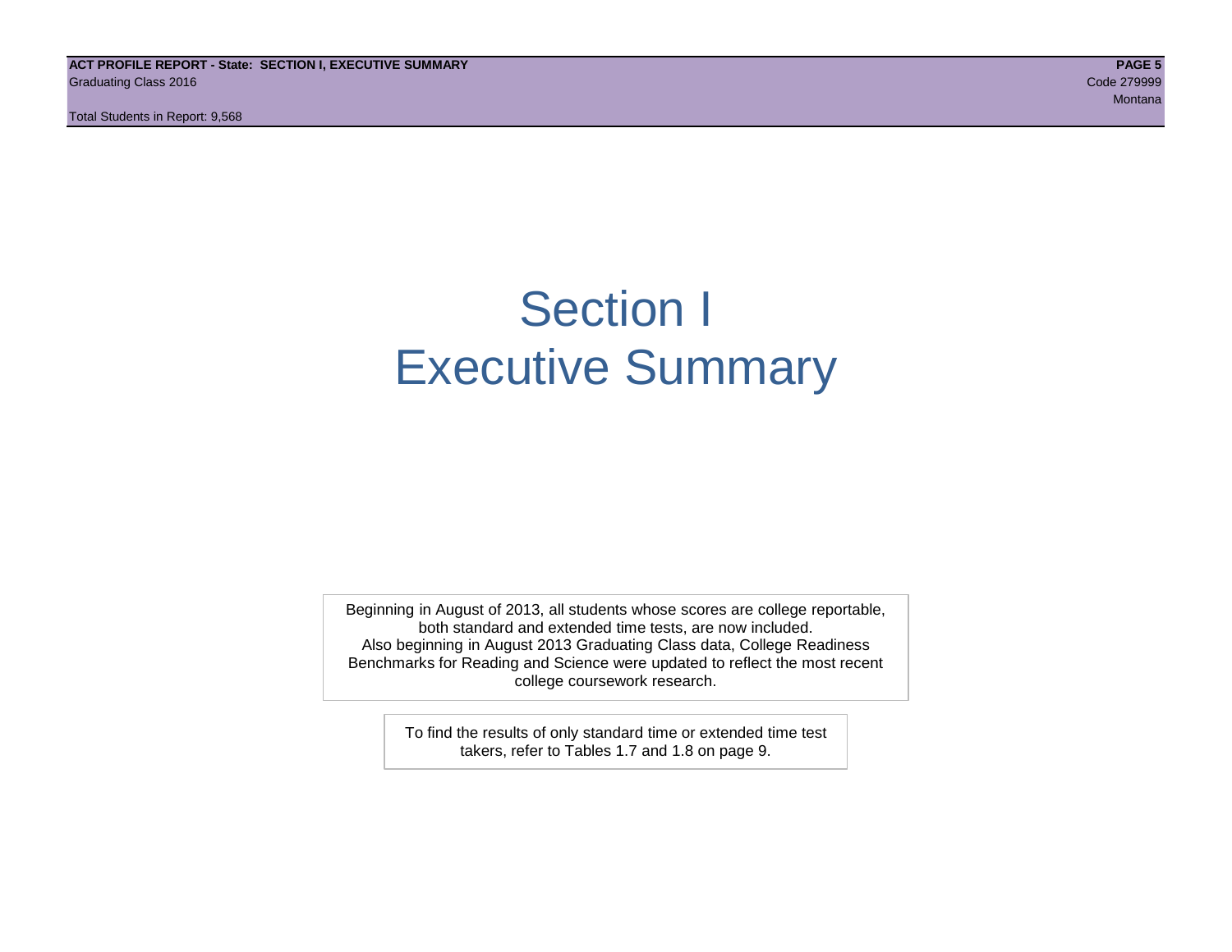# Section I
# Executive Summary

Beginning in August of 2013, all students whose scores are college reportable, both standard and extended time tests, are now included.
Also beginning in August 2013 Graduating Class data, College Readiness Benchmarks for Reading and Science were updated to reflect the most recent college coursework research.

To find the results of only standard time or extended time test takers, refer to Tables 1.7 and 1.8 on page 9.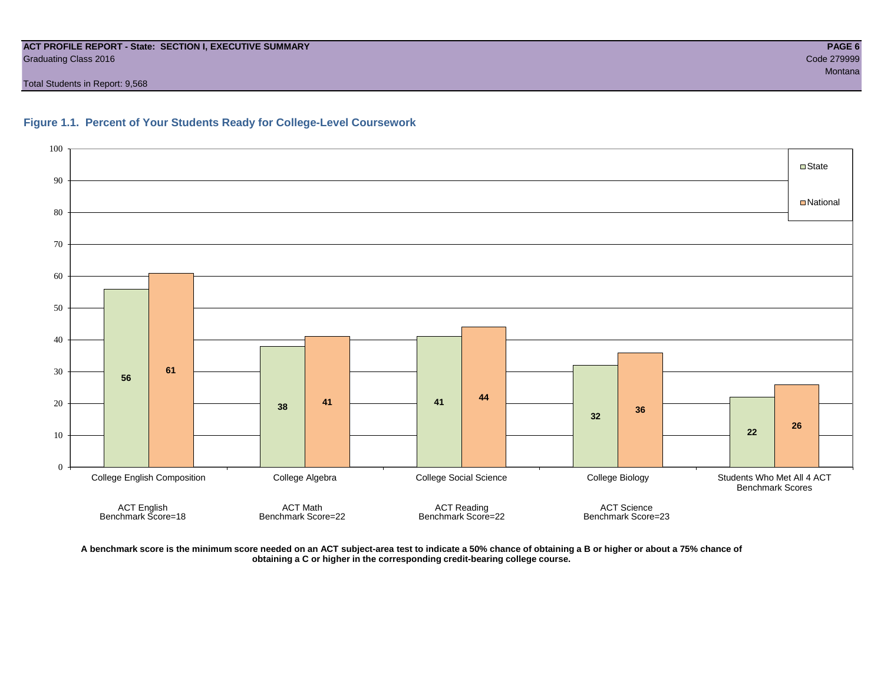## Figure 1.1. Percent of Your Students Ready for College-Level Coursework

| Course | ACT Benchmark | State | National |
|---|---|---|---|
| College English Composition | ACT English Benchmark Score=18 | 56 | 61 |
| College Algebra | ACT Math Benchmark Score=22 | 38 | 41 |
| College Social Science | ACT Reading Benchmark Score=22 | 41 | 44 |
| College Biology | ACT Science Benchmark Score=23 | 32 | 36 |
| Students Who Met All 4 ACT Benchmark Scores | | 22 | 26 |

**A benchmark score is the minimum score needed on an ACT subject-area test to indicate a 50% chance of obtaining a B or higher or about a 75% chance of obtaining a C or higher in the corresponding credit-bearing college course.**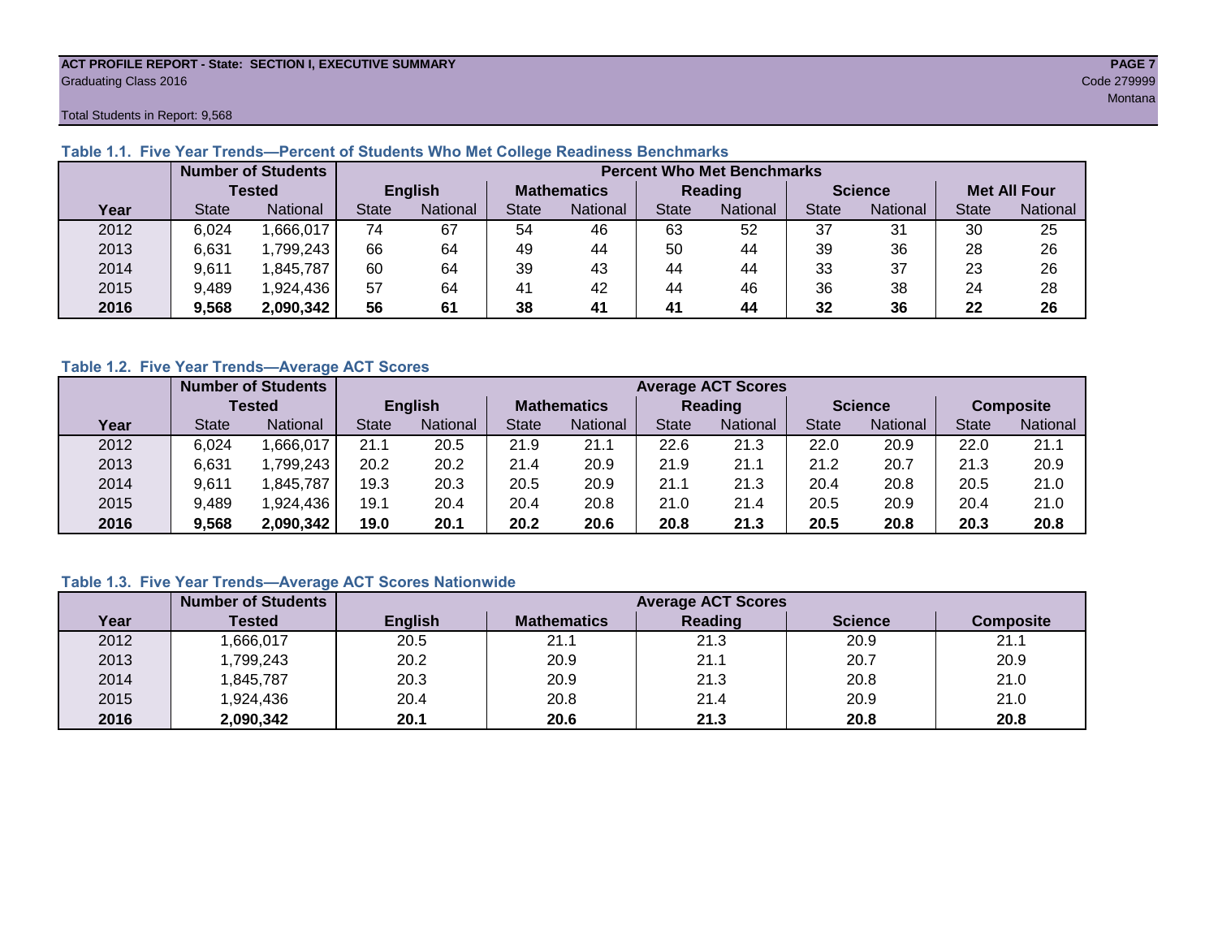ACT PROFILE REPORT - State: SECTION I, EXECUTIVE SUMMARY
Graduating Class 2016
Code 279999
Montana

Total Students in Report: 9,568

### Table 1.1. Five Year Trends—Percent of Students Who Met College Readiness Benchmarks

| | Number of Students Tested | | Percent Who Met Benchmarks | | | | | | | | | |
|---|---|---|---|---|---|---|---|---|---|---|---|---|
| | | | English | | Mathematics | | Reading | | Science | | Met All Four | |
| Year | State | National | State | National | State | National | State | National | State | National | State | National |
| 2012 | 6,024 | 1,666,017 | 74 | 67 | 54 | 46 | 63 | 52 | 37 | 31 | 30 | 25 |
| 2013 | 6,631 | 1,799,243 | 66 | 64 | 49 | 44 | 50 | 44 | 39 | 36 | 28 | 26 |
| 2014 | 9,611 | 1,845,787 | 60 | 64 | 39 | 43 | 44 | 44 | 33 | 37 | 23 | 26 |
| 2015 | 9,489 | 1,924,436 | 57 | 64 | 41 | 42 | 44 | 46 | 36 | 38 | 24 | 28 |
| **2016** | **9,568** | **2,090,342** | **56** | **61** | **38** | **41** | **41** | **44** | **32** | **36** | **22** | **26** |

### Table 1.2. Five Year Trends—Average ACT Scores

| | Number of Students Tested | | Average ACT Scores | | | | | | | | | |
|---|---|---|---|---|---|---|---|---|---|---|---|---|
| | | | English | | Mathematics | | Reading | | Science | | Composite | |
| Year | State | National | State | National | State | National | State | National | State | National | State | National |
| 2012 | 6,024 | 1,666,017 | 21.1 | 20.5 | 21.9 | 21.1 | 22.6 | 21.3 | 22.0 | 20.9 | 22.0 | 21.1 |
| 2013 | 6,631 | 1,799,243 | 20.2 | 20.2 | 21.4 | 20.9 | 21.9 | 21.1 | 21.2 | 20.7 | 21.3 | 20.9 |
| 2014 | 9,611 | 1,845,787 | 19.3 | 20.3 | 20.5 | 20.9 | 21.1 | 21.3 | 20.4 | 20.8 | 20.5 | 21.0 |
| 2015 | 9,489 | 1,924,436 | 19.1 | 20.4 | 20.4 | 20.8 | 21.0 | 21.4 | 20.5 | 20.9 | 20.4 | 21.0 |
| **2016** | **9,568** | **2,090,342** | **19.0** | **20.1** | **20.2** | **20.6** | **20.8** | **21.3** | **20.5** | **20.8** | **20.3** | **20.8** |

### Table 1.3. Five Year Trends—Average ACT Scores Nationwide

| | Number of Students | Average ACT Scores | | | | |
|---|---|---|---|---|---|---|
| Year | Tested | English | Mathematics | Reading | Science | Composite |
| 2012 | 1,666,017 | 20.5 | 21.1 | 21.3 | 20.9 | 21.1 |
| 2013 | 1,799,243 | 20.2 | 20.9 | 21.1 | 20.7 | 20.9 |
| 2014 | 1,845,787 | 20.3 | 20.9 | 21.3 | 20.8 | 21.0 |
| 2015 | 1,924,436 | 20.4 | 20.8 | 21.4 | 20.9 | 21.0 |
| **2016** | **2,090,342** | **20.1** | **20.6** | **21.3** | **20.8** | **20.8** |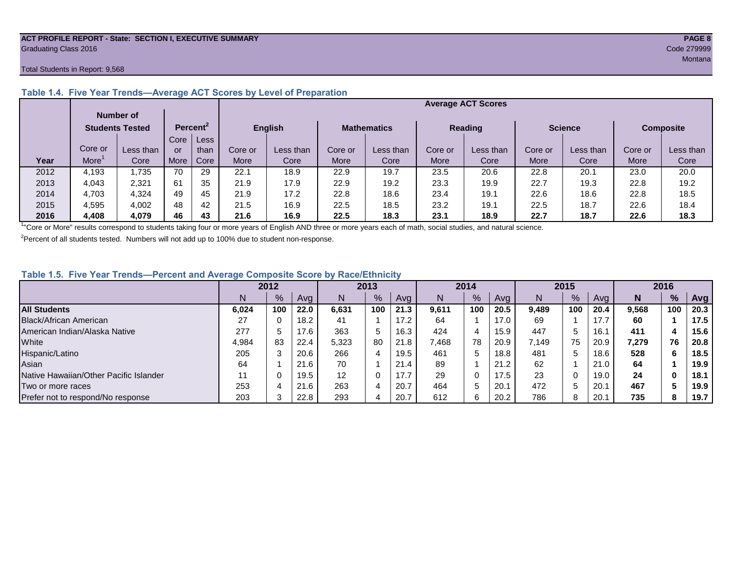ACT PROFILE REPORT - State: SECTION I, EXECUTIVE SUMMARY

Graduating Class 2016

Code 279999

Montana

Total Students in Report: 9,568

### Table 1.4. Five Year Trends—Average ACT Scores by Level of Preparation

| Year | Number of Students Tested | | Percent[2] | | Average ACT Scores | | | | | | | | | |
|---|---|---|---|---|---|---|---|---|---|---|---|---|---|---|
| | | | | | English | | Mathematics | | Reading | | Science | | Composite | |
| | Core or More[1] | Less than Core | Core or More | Less than Core | Core or More | Less than Core | Core or More | Less than Core | Core or More | Less than Core | Core or More | Less than Core | Core or More | Less than Core |
| 2012 | 4,193 | 1,735 | 70 | 29 | 22.1 | 18.9 | 22.9 | 19.7 | 23.5 | 20.6 | 22.8 | 20.1 | 23.0 | 20.0 |
| 2013 | 4,043 | 2,321 | 61 | 35 | 21.9 | 17.9 | 22.9 | 19.2 | 23.3 | 19.9 | 22.7 | 19.3 | 22.8 | 19.2 |
| 2014 | 4,703 | 4,324 | 49 | 45 | 21.9 | 17.2 | 22.8 | 18.6 | 23.4 | 19.1 | 22.6 | 18.6 | 22.8 | 18.5 |
| 2015 | 4,595 | 4,002 | 48 | 42 | 21.5 | 16.9 | 22.5 | 18.5 | 23.2 | 19.1 | 22.5 | 18.7 | 22.6 | 18.4 |
| **2016** | **4,408** | **4,079** | **46** | **43** | **21.6** | **16.9** | **22.5** | **18.3** | **23.1** | **18.9** | **22.7** | **18.7** | **22.6** | **18.3** |

[1]"Core or More" results correspond to students taking four or more years of English AND three or more years each of math, social studies, and natural science.

[2]Percent of all students tested. Numbers will not add up to 100% due to student non-response.

### Table 1.5. Five Year Trends—Percent and Average Composite Score by Race/Ethnicity

| | 2012 | | | 2013 | | | 2014 | | | 2015 | | | 2016 | | |
|---|---|---|---|---|---|---|---|---|---|---|---|---|---|---|---|
| | N | % | Avg | N | % | Avg | N | % | Avg | N | % | Avg | **N** | **%** | **Avg** |
| **All Students** | **6,024** | **100** | **22.0** | **6,631** | **100** | **21.3** | **9,611** | **100** | **20.5** | **9,489** | **100** | **20.4** | **9,568** | **100** | **20.3** |
| Black/African American | 27 | 0 | 18.2 | 41 | 1 | 17.2 | 64 | 1 | 17.0 | 69 | 1 | 17.7 | **60** | **1** | **17.5** |
| American Indian/Alaska Native | 277 | 5 | 17.6 | 363 | 5 | 16.3 | 424 | 4 | 15.9 | 447 | 5 | 16.1 | **411** | **4** | **15.6** |
| White | 4,984 | 83 | 22.4 | 5,323 | 80 | 21.8 | 7,468 | 78 | 20.9 | 7,149 | 75 | 20.9 | **7,279** | **76** | **20.8** |
| Hispanic/Latino | 205 | 3 | 20.6 | 266 | 4 | 19.5 | 461 | 5 | 18.8 | 481 | 5 | 18.6 | **528** | **6** | **18.5** |
| Asian | 64 | 1 | 21.6 | 70 | 1 | 21.4 | 89 | 1 | 21.2 | 62 | 1 | 21.0 | **64** | **1** | **19.9** |
| Native Hawaiian/Other Pacific Islander | 11 | 0 | 19.5 | 12 | 0 | 17.7 | 29 | 0 | 17.5 | 23 | 0 | 19.0 | **24** | **0** | **18.1** |
| Two or more races | 253 | 4 | 21.6 | 263 | 4 | 20.7 | 464 | 5 | 20.1 | 472 | 5 | 20.1 | **467** | **5** | **19.9** |
| Prefer not to respond/No response | 203 | 3 | 22.8 | 293 | 4 | 20.7 | 612 | 6 | 20.2 | 786 | 8 | 20.1 | **735** | **8** | **19.7** |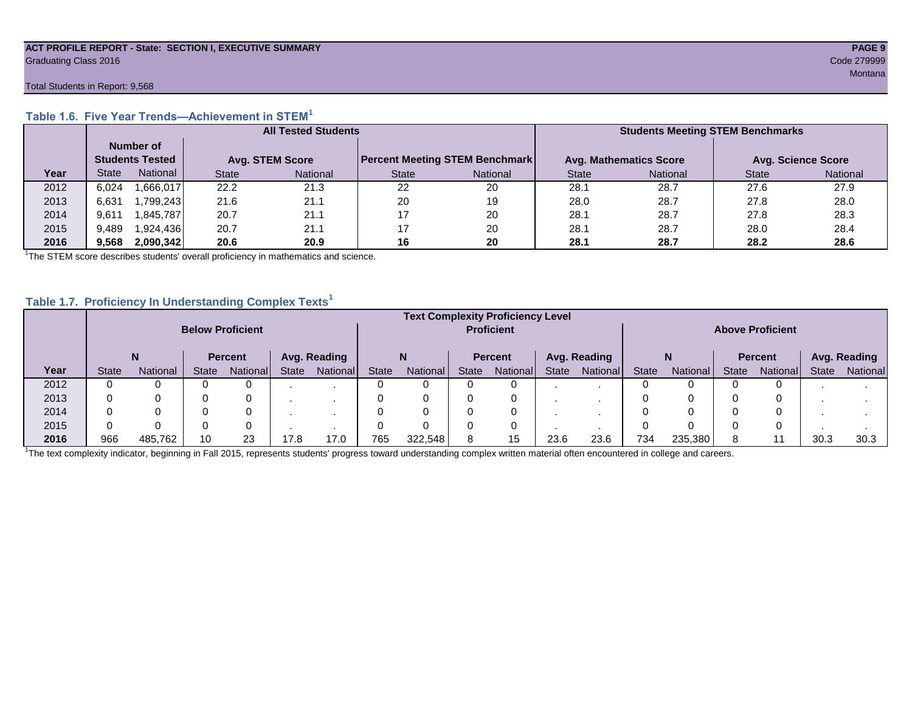**ACT PROFILE REPORT - State: SECTION I, EXECUTIVE SUMMARY**
Graduating Class 2016

Code 279999
Montana

Total Students in Report: 9,568

### Table 1.6. Five Year Trends—Achievement in STEM[1]

| | All Tested Students | | | | | | Students Meeting STEM Benchmarks | | | |
|---|---|---|---|---|---|---|---|---|---|---|
| | Number of Students Tested | | Avg. STEM Score | | Percent Meeting STEM Benchmark | | Avg. Mathematics Score | | Avg. Science Score | |
| Year | State | National | State | National | State | National | State | National | State | National |
| 2012 | 6,024 | 1,666,017 | 22.2 | 21.3 | 22 | 20 | 28.1 | 28.7 | 27.6 | 27.9 |
| 2013 | 6,631 | 1,799,243 | 21.6 | 21.1 | 20 | 19 | 28.0 | 28.7 | 27.8 | 28.0 |
| 2014 | 9,611 | 1,845,787 | 20.7 | 21.1 | 17 | 20 | 28.1 | 28.7 | 27.8 | 28.3 |
| 2015 | 9,489 | 1,924,436 | 20.7 | 21.1 | 17 | 20 | 28.1 | 28.7 | 28.0 | 28.4 |
| **2016** | **9,568** | **2,090,342** | **20.6** | **20.9** | **16** | **20** | **28.1** | **28.7** | **28.2** | **28.6** |

[1]The STEM score describes students' overall proficiency in mathematics and science.

### Table 1.7. Proficiency In Understanding Complex Texts[1]

| | Text Complexity Proficiency Level | | | | | | | | | | | | | | | | | |
|---|---|---|---|---|---|---|---|---|---|---|---|---|---|---|---|---|---|---|
| | Below Proficient | | | | | | Proficient | | | | | | Above Proficient | | | | | |
| | N | | Percent | | Avg. Reading | | N | | Percent | | Avg. Reading | | N | | Percent | | Avg. Reading | |
| Year | State | National | State | National | State | National | State | National | State | National | State | National | State | National | State | National | State | National |
| 2012 | 0 | 0 | 0 | 0 | . | . | 0 | 0 | 0 | 0 | . | . | 0 | 0 | 0 | 0 | . | . |
| 2013 | 0 | 0 | 0 | 0 | . | . | 0 | 0 | 0 | 0 | . | . | 0 | 0 | 0 | 0 | . | . |
| 2014 | 0 | 0 | 0 | 0 | . | . | 0 | 0 | 0 | 0 | . | . | 0 | 0 | 0 | 0 | . | . |
| 2015 | 0 | 0 | 0 | 0 | . | . | 0 | 0 | 0 | 0 | . | . | 0 | 0 | 0 | 0 | . | . |
| **2016** | 966 | 485,762 | 10 | 23 | 17.8 | 17.0 | 765 | 322,548 | 8 | 15 | 23.6 | 23.6 | 734 | 235,380 | 8 | 11 | 30.3 | 30.3 |

[1]The text complexity indicator, beginning in Fall 2015, represents students' progress toward understanding complex written material often encountered in college and careers.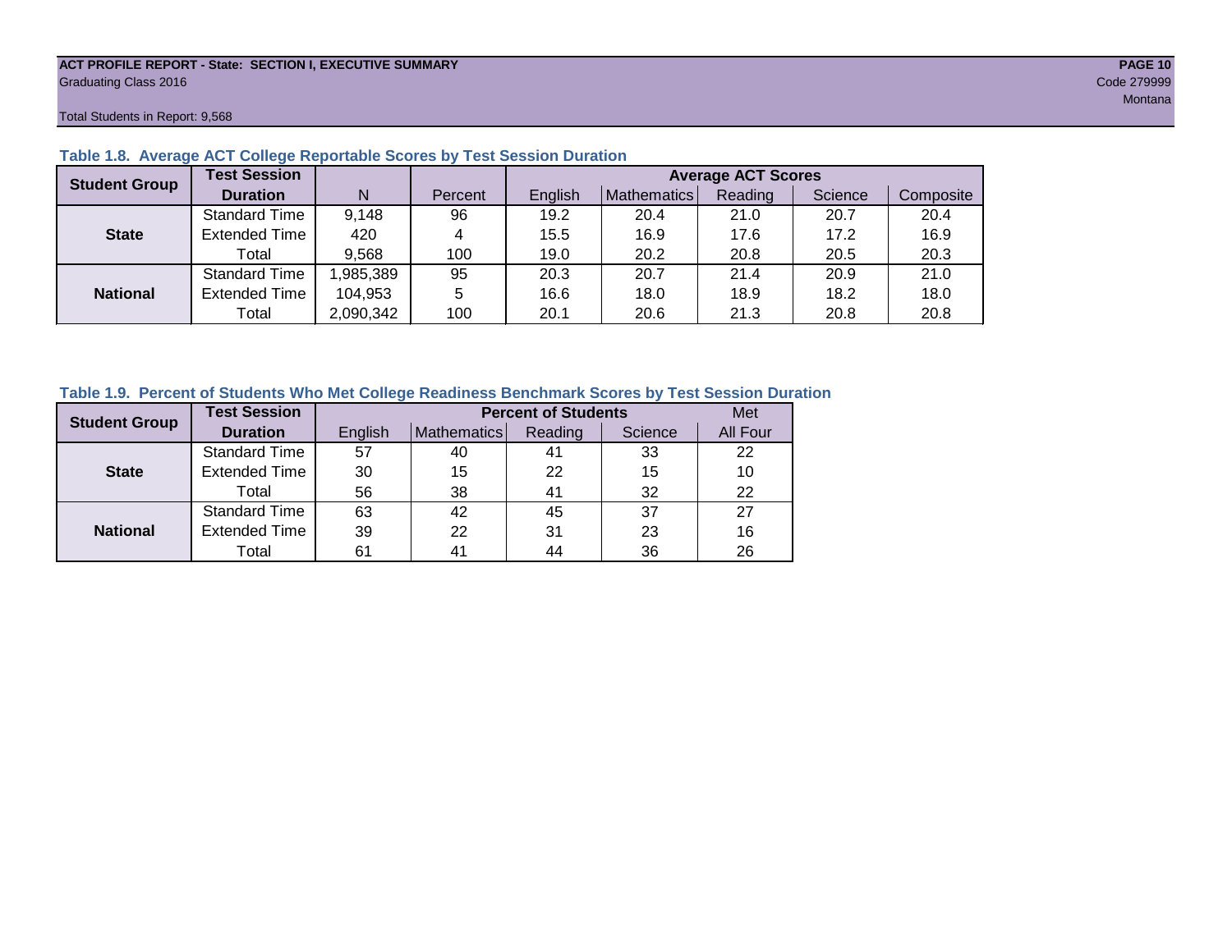**ACT PROFILE REPORT - State: SECTION I, EXECUTIVE SUMMARY**
Graduating Class 2016

Code 279999
Montana

Total Students in Report: 9,568

### Table 1.8. Average ACT College Reportable Scores by Test Session Duration

| Student Group | Test Session Duration | N | Percent | Average ACT Scores | | | | |
|---|---|---|---|---|---|---|---|---|
| | | | | English | Mathematics | Reading | Science | Composite |
| State | Standard Time | 9,148 | 96 | 19.2 | 20.4 | 21.0 | 20.7 | 20.4 |
| | Extended Time | 420 | 4 | 15.5 | 16.9 | 17.6 | 17.2 | 16.9 |
| | Total | 9,568 | 100 | 19.0 | 20.2 | 20.8 | 20.5 | 20.3 |
| National | Standard Time | 1,985,389 | 95 | 20.3 | 20.7 | 21.4 | 20.9 | 21.0 |
| | Extended Time | 104,953 | 5 | 16.6 | 18.0 | 18.9 | 18.2 | 18.0 |
| | Total | 2,090,342 | 100 | 20.1 | 20.6 | 21.3 | 20.8 | 20.8 |

### Table 1.9. Percent of Students Who Met College Readiness Benchmark Scores by Test Session Duration

| Student Group | Test Session Duration | Percent of Students | | | | Met |
|---|---|---|---|---|---|---|
| | | English | Mathematics | Reading | Science | All Four |
| State | Standard Time | 57 | 40 | 41 | 33 | 22 |
| | Extended Time | 30 | 15 | 22 | 15 | 10 |
| | Total | 56 | 38 | 41 | 32 | 22 |
| National | Standard Time | 63 | 42 | 45 | 37 | 27 |
| | Extended Time | 39 | 22 | 31 | 23 | 16 |
| | Total | 61 | 41 | 44 | 36 | 26 |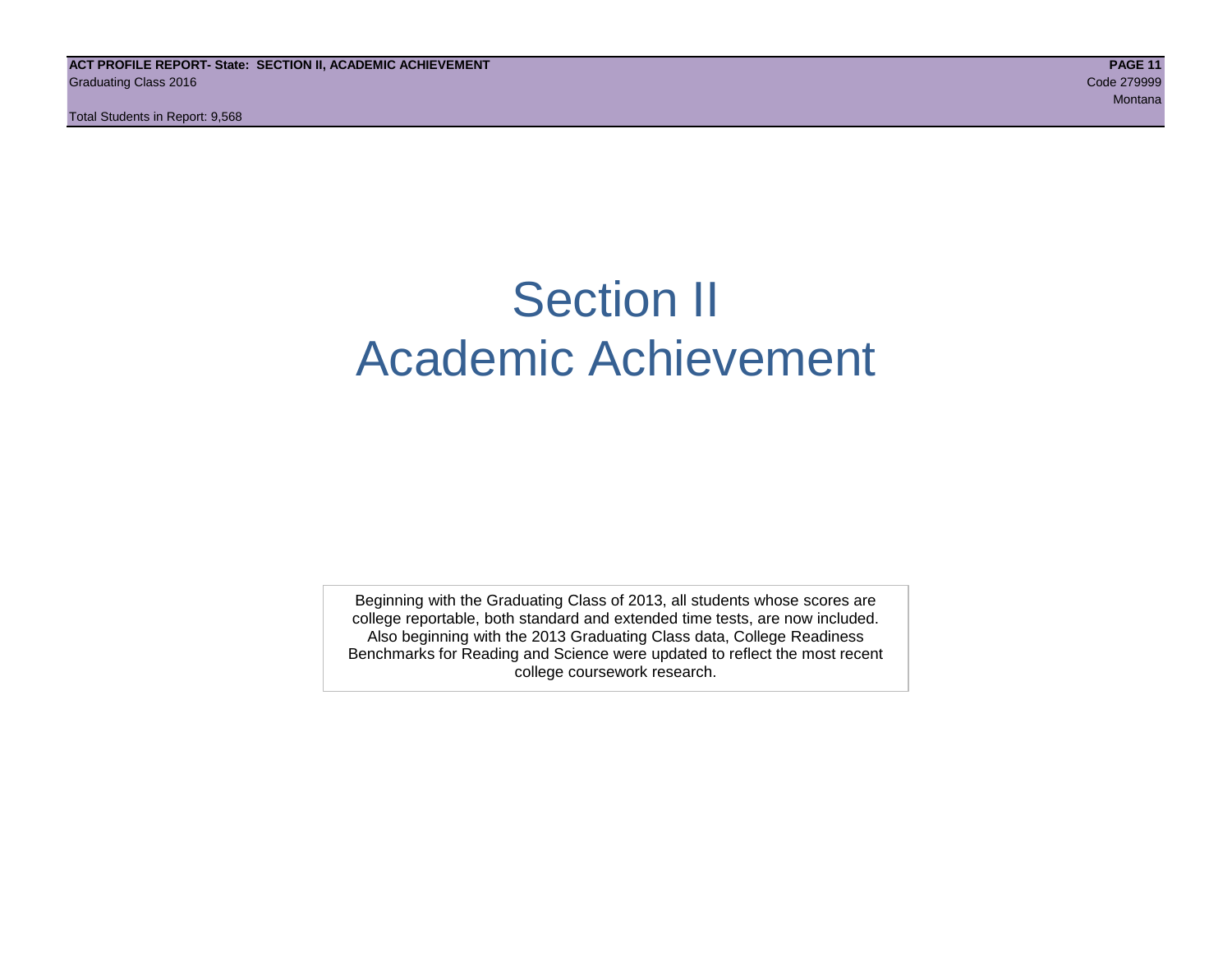# Section II
# Academic Achievement

Beginning with the Graduating Class of 2013, all students whose scores are college reportable, both standard and extended time tests, are now included. Also beginning with the 2013 Graduating Class data, College Readiness Benchmarks for Reading and Science were updated to reflect the most recent college coursework research.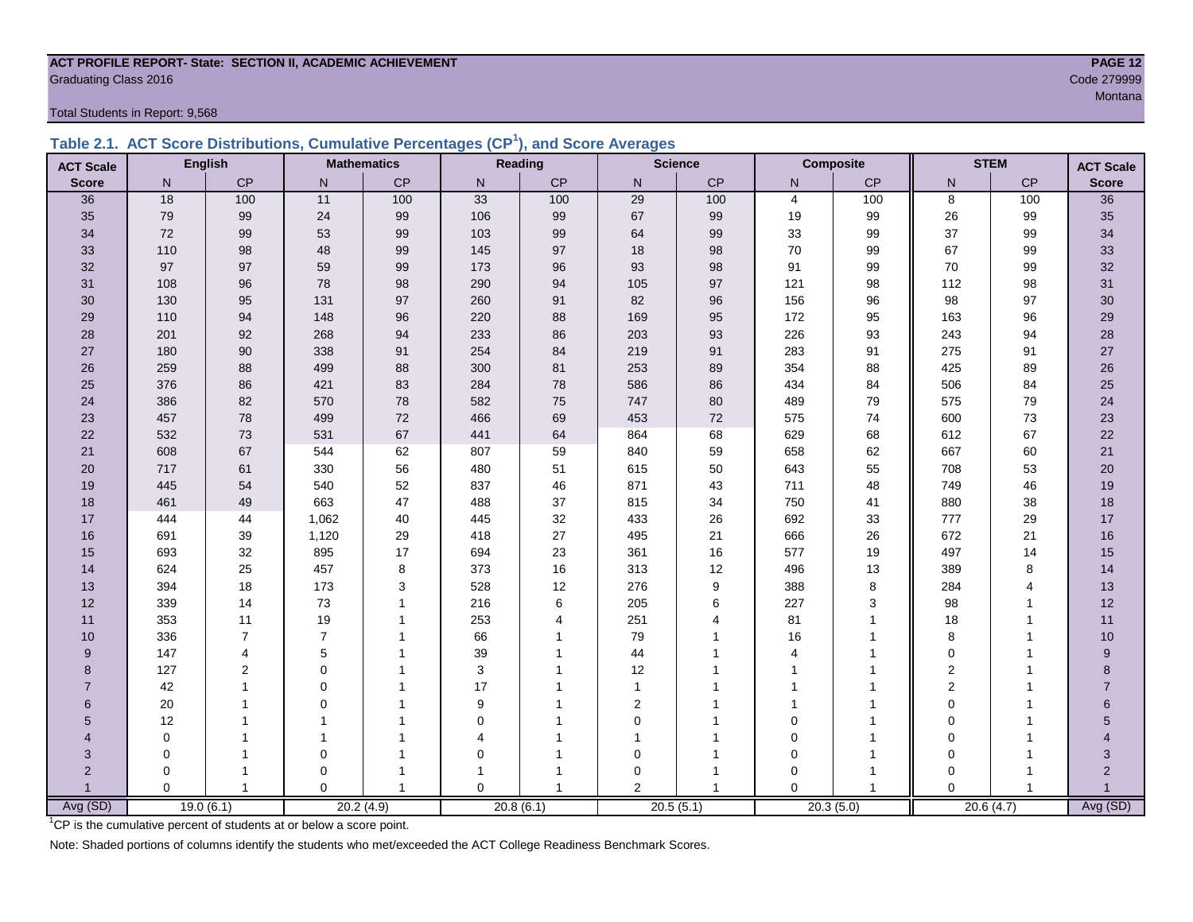ACT PROFILE REPORT- State: SECTION II, ACADEMIC ACHIEVEMENT

Graduating Class 2016

Code 279999

Montana

Total Students in Report: 9,568

### Table 2.1. ACT Score Distributions, Cumulative Percentages (CP[1]), and Score Averages

| ACT Scale | English | | Mathematics | | Reading | | Science | | Composite | | STEM | | ACT Scale |
|---|---|---|---|---|---|---|---|---|---|---|---|---|---|
| Score | N | CP | N | CP | N | CP | N | CP | N | CP | N | CP | Score |
| 36 | 18 | 100 | 11 | 100 | 33 | 100 | 29 | 100 | 4 | 100 | 8 | 100 | 36 |
| 35 | 79 | 99 | 24 | 99 | 106 | 99 | 67 | 99 | 19 | 99 | 26 | 99 | 35 |
| 34 | 72 | 99 | 53 | 99 | 103 | 99 | 64 | 99 | 33 | 99 | 37 | 99 | 34 |
| 33 | 110 | 98 | 48 | 99 | 145 | 97 | 18 | 98 | 70 | 99 | 67 | 99 | 33 |
| 32 | 97 | 97 | 59 | 99 | 173 | 96 | 93 | 98 | 91 | 99 | 70 | 99 | 32 |
| 31 | 108 | 96 | 78 | 98 | 290 | 94 | 105 | 97 | 121 | 98 | 112 | 98 | 31 |
| 30 | 130 | 95 | 131 | 97 | 260 | 91 | 82 | 96 | 156 | 96 | 98 | 97 | 30 |
| 29 | 110 | 94 | 148 | 96 | 220 | 88 | 169 | 95 | 172 | 95 | 163 | 96 | 29 |
| 28 | 201 | 92 | 268 | 94 | 233 | 86 | 203 | 93 | 226 | 93 | 243 | 94 | 28 |
| 27 | 180 | 90 | 338 | 91 | 254 | 84 | 219 | 91 | 283 | 91 | 275 | 91 | 27 |
| 26 | 259 | 88 | 499 | 88 | 300 | 81 | 253 | 89 | 354 | 88 | 425 | 89 | 26 |
| 25 | 376 | 86 | 421 | 83 | 284 | 78 | 586 | 86 | 434 | 84 | 506 | 84 | 25 |
| 24 | 386 | 82 | 570 | 78 | 582 | 75 | 747 | 80 | 489 | 79 | 575 | 79 | 24 |
| 23 | 457 | 78 | 499 | 72 | 466 | 69 | 453 | 72 | 575 | 74 | 600 | 73 | 23 |
| 22 | 532 | 73 | 531 | 67 | 441 | 64 | 864 | 68 | 629 | 68 | 612 | 67 | 22 |
| 21 | 608 | 67 | 544 | 62 | 807 | 59 | 840 | 59 | 658 | 62 | 667 | 60 | 21 |
| 20 | 717 | 61 | 330 | 56 | 480 | 51 | 615 | 50 | 643 | 55 | 708 | 53 | 20 |
| 19 | 445 | 54 | 540 | 52 | 837 | 46 | 871 | 43 | 711 | 48 | 749 | 46 | 19 |
| 18 | 461 | 49 | 663 | 47 | 488 | 37 | 815 | 34 | 750 | 41 | 880 | 38 | 18 |
| 17 | 444 | 44 | 1,062 | 40 | 445 | 32 | 433 | 26 | 692 | 33 | 777 | 29 | 17 |
| 16 | 691 | 39 | 1,120 | 29 | 418 | 27 | 495 | 21 | 666 | 26 | 672 | 21 | 16 |
| 15 | 693 | 32 | 895 | 17 | 694 | 23 | 361 | 16 | 577 | 19 | 497 | 14 | 15 |
| 14 | 624 | 25 | 457 | 8 | 373 | 16 | 313 | 12 | 496 | 13 | 389 | 8 | 14 |
| 13 | 394 | 18 | 173 | 3 | 528 | 12 | 276 | 9 | 388 | 8 | 284 | 4 | 13 |
| 12 | 339 | 14 | 73 | 1 | 216 | 6 | 205 | 6 | 227 | 3 | 98 | 1 | 12 |
| 11 | 353 | 11 | 19 | 1 | 253 | 4 | 251 | 4 | 81 | 1 | 18 | 1 | 11 |
| 10 | 336 | 7 | 7 | 1 | 66 | 1 | 79 | 1 | 16 | 1 | 8 | 1 | 10 |
| 9 | 147 | 4 | 5 | 1 | 39 | 1 | 44 | 1 | 4 | 1 | 0 | 1 | 9 |
| 8 | 127 | 2 | 0 | 1 | 3 | 1 | 12 | 1 | 1 | 1 | 2 | 1 | 8 |
| 7 | 42 | 1 | 0 | 1 | 17 | 1 | 1 | 1 | 1 | 1 | 2 | 1 | 7 |
| 6 | 20 | 1 | 0 | 1 | 9 | 1 | 2 | 1 | 1 | 1 | 0 | 1 | 6 |
| 5 | 12 | 1 | 1 | 1 | 0 | 1 | 0 | 1 | 0 | 1 | 0 | 1 | 5 |
| 4 | 0 | 1 | 1 | 1 | 4 | 1 | 1 | 1 | 0 | 1 | 0 | 1 | 4 |
| 3 | 0 | 1 | 0 | 1 | 0 | 1 | 0 | 1 | 0 | 1 | 0 | 1 | 3 |
| 2 | 0 | 1 | 0 | 1 | 1 | 1 | 0 | 1 | 0 | 1 | 0 | 1 | 2 |
| 1 | 0 | 1 | 0 | 1 | 0 | 1 | 2 | 1 | 0 | 1 | 0 | 1 | 1 |
| Avg (SD) | 19.0 (6.1) | | 20.2 (4.9) | | 20.8 (6.1) | | 20.5 (5.1) | | 20.3 (5.0) | | 20.6 (4.7) | | Avg (SD) |

[1]CP is the cumulative percent of students at or below a score point.

Note: Shaded portions of columns identify the students who met/exceeded the ACT College Readiness Benchmark Scores.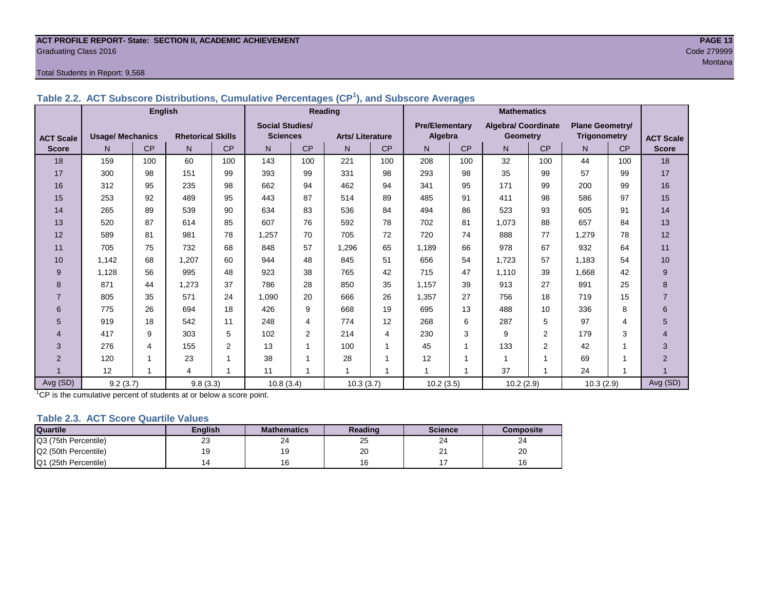**ACT PROFILE REPORT- State: SECTION II, ACADEMIC ACHIEVEMENT**

Graduating Class 2016

Code 279999

Montana

Total Students in Report: 9,568

### Table 2.2. ACT Subscore Distributions, Cumulative Percentages (CP[1]), and Subscore Averages

| ACT Scale Score | English | | | | Reading | | | | Mathematics | | | | | | ACT Scale Score |
|---|---|---|---|---|---|---|---|---|---|---|---|---|---|---|---|
| | Usage/ Mechanics | | Rhetorical Skills | | Social Studies/ Sciences | | Arts/ Literature | | Pre/Elementary Algebra | | Algebra/ Coordinate Geometry | | Plane Geometry/ Trigonometry | | |
| | N | CP | N | CP | N | CP | N | CP | N | CP | N | CP | N | CP | |
| 18 | 159 | 100 | 60 | 100 | 143 | 100 | 221 | 100 | 208 | 100 | 32 | 100 | 44 | 100 | 18 |
| 17 | 300 | 98 | 151 | 99 | 393 | 99 | 331 | 98 | 293 | 98 | 35 | 99 | 57 | 99 | 17 |
| 16 | 312 | 95 | 235 | 98 | 662 | 94 | 462 | 94 | 341 | 95 | 171 | 99 | 200 | 99 | 16 |
| 15 | 253 | 92 | 489 | 95 | 443 | 87 | 514 | 89 | 485 | 91 | 411 | 98 | 586 | 97 | 15 |
| 14 | 265 | 89 | 539 | 90 | 634 | 83 | 536 | 84 | 494 | 86 | 523 | 93 | 605 | 91 | 14 |
| 13 | 520 | 87 | 614 | 85 | 607 | 76 | 592 | 78 | 702 | 81 | 1,073 | 88 | 657 | 84 | 13 |
| 12 | 589 | 81 | 981 | 78 | 1,257 | 70 | 705 | 72 | 720 | 74 | 888 | 77 | 1,279 | 78 | 12 |
| 11 | 705 | 75 | 732 | 68 | 848 | 57 | 1,296 | 65 | 1,189 | 66 | 978 | 67 | 932 | 64 | 11 |
| 10 | 1,142 | 68 | 1,207 | 60 | 944 | 48 | 845 | 51 | 656 | 54 | 1,723 | 57 | 1,183 | 54 | 10 |
| 9 | 1,128 | 56 | 995 | 48 | 923 | 38 | 765 | 42 | 715 | 47 | 1,110 | 39 | 1,668 | 42 | 9 |
| 8 | 871 | 44 | 1,273 | 37 | 786 | 28 | 850 | 35 | 1,157 | 39 | 913 | 27 | 891 | 25 | 8 |
| 7 | 805 | 35 | 571 | 24 | 1,090 | 20 | 666 | 26 | 1,357 | 27 | 756 | 18 | 719 | 15 | 7 |
| 6 | 775 | 26 | 694 | 18 | 426 | 9 | 668 | 19 | 695 | 13 | 488 | 10 | 336 | 8 | 6 |
| 5 | 919 | 18 | 542 | 11 | 248 | 4 | 774 | 12 | 268 | 6 | 287 | 5 | 97 | 4 | 5 |
| 4 | 417 | 9 | 303 | 5 | 102 | 2 | 214 | 4 | 230 | 3 | 9 | 2 | 179 | 3 | 4 |
| 3 | 276 | 4 | 155 | 2 | 13 | 1 | 100 | 1 | 45 | 1 | 133 | 2 | 42 | 1 | 3 |
| 2 | 120 | 1 | 23 | 1 | 38 | 1 | 28 | 1 | 12 | 1 | 1 | 1 | 69 | 1 | 2 |
| 1 | 12 | 1 | 4 | 1 | 11 | 1 | 1 | 1 | 1 | 1 | 37 | 1 | 24 | 1 | 1 |
| Avg (SD) | 9.2 (3.7) | | 9.8 (3.3) | | 10.8 (3.4) | | 10.3 (3.7) | | 10.2 (3.5) | | 10.2 (2.9) | | 10.3 (2.9) | | Avg (SD) |

[1]CP is the cumulative percent of students at or below a score point.

### Table 2.3. ACT Score Quartile Values

| Quartile | English | Mathematics | Reading | Science | Composite |
|---|---|---|---|---|---|
| Q3 (75th Percentile) | 23 | 24 | 25 | 24 | 24 |
| Q2 (50th Percentile) | 19 | 19 | 20 | 21 | 20 |
| Q1 (25th Percentile) | 14 | 16 | 16 | 17 | 16 |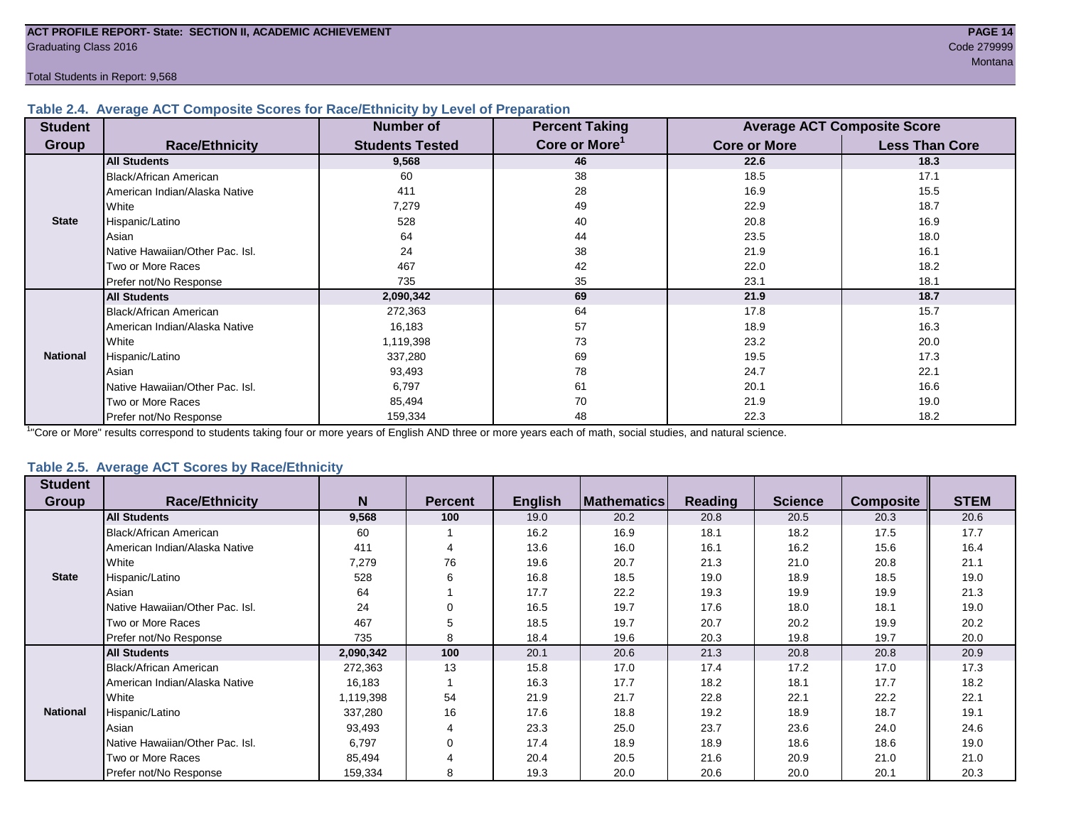ACT PROFILE REPORT- State: SECTION II, ACADEMIC ACHIEVEMENT
Graduating Class 2016
Code 279999
Montana

Total Students in Report: 9,568

### Table 2.4. Average ACT Composite Scores for Race/Ethnicity by Level of Preparation

| Student Group | Race/Ethnicity | Number of Students Tested | Percent Taking Core or More[1] | Average ACT Composite Score | |
|---|---|---|---|---|---|
| | | | | Core or More | Less Than Core |
| State | **All Students** | **9,568** | **46** | **22.6** | **18.3** |
| | Black/African American | 60 | 38 | 18.5 | 17.1 |
| | American Indian/Alaska Native | 411 | 28 | 16.9 | 15.5 |
| | White | 7,279 | 49 | 22.9 | 18.7 |
| | Hispanic/Latino | 528 | 40 | 20.8 | 16.9 |
| | Asian | 64 | 44 | 23.5 | 18.0 |
| | Native Hawaiian/Other Pac. Isl. | 24 | 38 | 21.9 | 16.1 |
| | Two or More Races | 467 | 42 | 22.0 | 18.2 |
| | Prefer not/No Response | 735 | 35 | 23.1 | 18.1 |
| National | **All Students** | **2,090,342** | **69** | **21.9** | **18.7** |
| | Black/African American | 272,363 | 64 | 17.8 | 15.7 |
| | American Indian/Alaska Native | 16,183 | 57 | 18.9 | 16.3 |
| | White | 1,119,398 | 73 | 23.2 | 20.0 |
| | Hispanic/Latino | 337,280 | 69 | 19.5 | 17.3 |
| | Asian | 93,493 | 78 | 24.7 | 22.1 |
| | Native Hawaiian/Other Pac. Isl. | 6,797 | 61 | 20.1 | 16.6 |
| | Two or More Races | 85,494 | 70 | 21.9 | 19.0 |
| | Prefer not/No Response | 159,334 | 48 | 22.3 | 18.2 |

[1] "Core or More" results correspond to students taking four or more years of English AND three or more years each of math, social studies, and natural science.

### Table 2.5. Average ACT Scores by Race/Ethnicity

| Student Group | Race/Ethnicity | N | Percent | English | Mathematics | Reading | Science | Composite | STEM |
|---|---|---|---|---|---|---|---|---|---|
| State | **All Students** | **9,568** | **100** | 19.0 | 20.2 | 20.8 | 20.5 | 20.3 | 20.6 |
| | Black/African American | 60 | 1 | 16.2 | 16.9 | 18.1 | 18.2 | 17.5 | 17.7 |
| | American Indian/Alaska Native | 411 | 4 | 13.6 | 16.0 | 16.1 | 16.2 | 15.6 | 16.4 |
| | White | 7,279 | 76 | 19.6 | 20.7 | 21.3 | 21.0 | 20.8 | 21.1 |
| | Hispanic/Latino | 528 | 6 | 16.8 | 18.5 | 19.0 | 18.9 | 18.5 | 19.0 |
| | Asian | 64 | 1 | 17.7 | 22.2 | 19.3 | 19.9 | 19.9 | 21.3 |
| | Native Hawaiian/Other Pac. Isl. | 24 | 0 | 16.5 | 19.7 | 17.6 | 18.0 | 18.1 | 19.0 |
| | Two or More Races | 467 | 5 | 18.5 | 19.7 | 20.7 | 20.2 | 19.9 | 20.2 |
| | Prefer not/No Response | 735 | 8 | 18.4 | 19.6 | 20.3 | 19.8 | 19.7 | 20.0 |
| National | **All Students** | **2,090,342** | **100** | 20.1 | 20.6 | 21.3 | 20.8 | 20.8 | 20.9 |
| | Black/African American | 272,363 | 13 | 15.8 | 17.0 | 17.4 | 17.2 | 17.0 | 17.3 |
| | American Indian/Alaska Native | 16,183 | 1 | 16.3 | 17.7 | 18.2 | 18.1 | 17.7 | 18.2 |
| | White | 1,119,398 | 54 | 21.9 | 21.7 | 22.8 | 22.1 | 22.2 | 22.1 |
| | Hispanic/Latino | 337,280 | 16 | 17.6 | 18.8 | 19.2 | 18.9 | 18.7 | 19.1 |
| | Asian | 93,493 | 4 | 23.3 | 25.0 | 23.7 | 23.6 | 24.0 | 24.6 |
| | Native Hawaiian/Other Pac. Isl. | 6,797 | 0 | 17.4 | 18.9 | 18.9 | 18.6 | 18.6 | 19.0 |
| | Two or More Races | 85,494 | 4 | 20.4 | 20.5 | 21.6 | 20.9 | 21.0 | 21.0 |
| | Prefer not/No Response | 159,334 | 8 | 19.3 | 20.0 | 20.6 | 20.0 | 20.1 | 20.3 |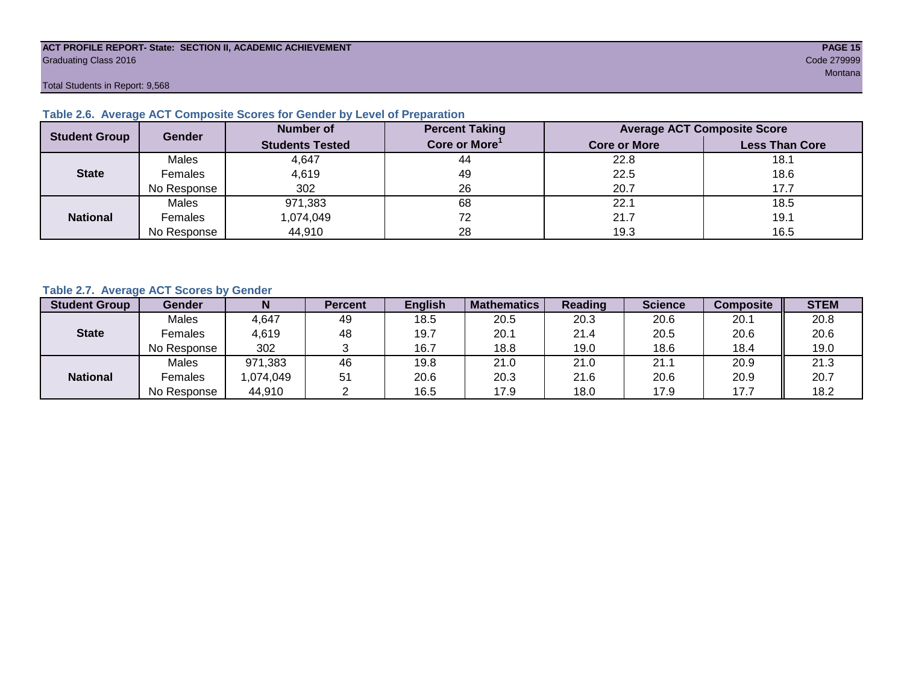Total Students in Report: 9,568

### Table 2.6. Average ACT Composite Scores for Gender by Level of Preparation

| Student Group | Gender | Number of Students Tested | Percent Taking Core or More[1] | Average ACT Composite Score | |
|---|---|---|---|---|---|
| | | | | Core or More | Less Than Core |
| State | Males | 4,647 | 44 | 22.8 | 18.1 |
| | Females | 4,619 | 49 | 22.5 | 18.6 |
| | No Response | 302 | 26 | 20.7 | 17.7 |
| National | Males | 971,383 | 68 | 22.1 | 18.5 |
| | Females | 1,074,049 | 72 | 21.7 | 19.1 |
| | No Response | 44,910 | 28 | 19.3 | 16.5 |

### Table 2.7. Average ACT Scores by Gender

| Student Group | Gender | N | Percent | English | Mathematics | Reading | Science | Composite | STEM |
|---|---|---|---|---|---|---|---|---|---|
| State | Males | 4,647 | 49 | 18.5 | 20.5 | 20.3 | 20.6 | 20.1 | 20.8 |
| | Females | 4,619 | 48 | 19.7 | 20.1 | 21.4 | 20.5 | 20.6 | 20.6 |
| | No Response | 302 | 3 | 16.7 | 18.8 | 19.0 | 18.6 | 18.4 | 19.0 |
| National | Males | 971,383 | 46 | 19.8 | 21.0 | 21.0 | 21.1 | 20.9 | 21.3 |
| | Females | 1,074,049 | 51 | 20.6 | 20.3 | 21.6 | 20.6 | 20.9 | 20.7 |
| | No Response | 44,910 | 2 | 16.5 | 17.9 | 18.0 | 17.9 | 17.7 | 18.2 |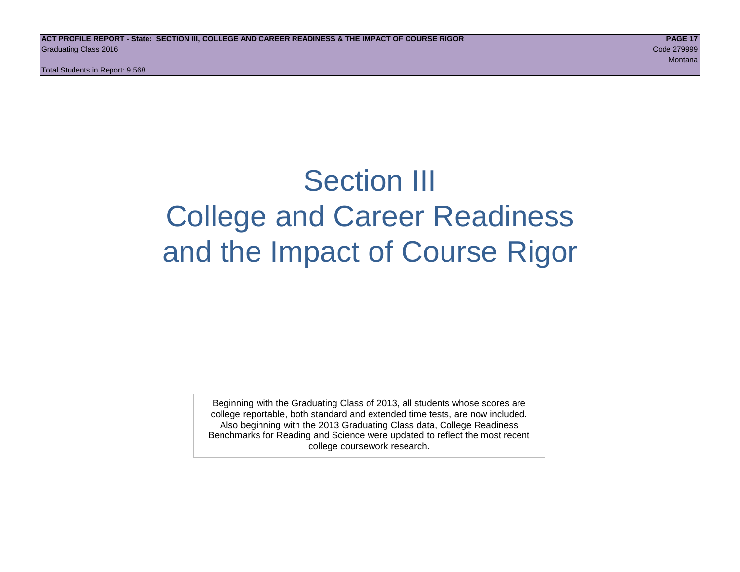# Section III
# College and Career Readiness and the Impact of Course Rigor

Beginning with the Graduating Class of 2013, all students whose scores are college reportable, both standard and extended time tests, are now included. Also beginning with the 2013 Graduating Class data, College Readiness Benchmarks for Reading and Science were updated to reflect the most recent college coursework research.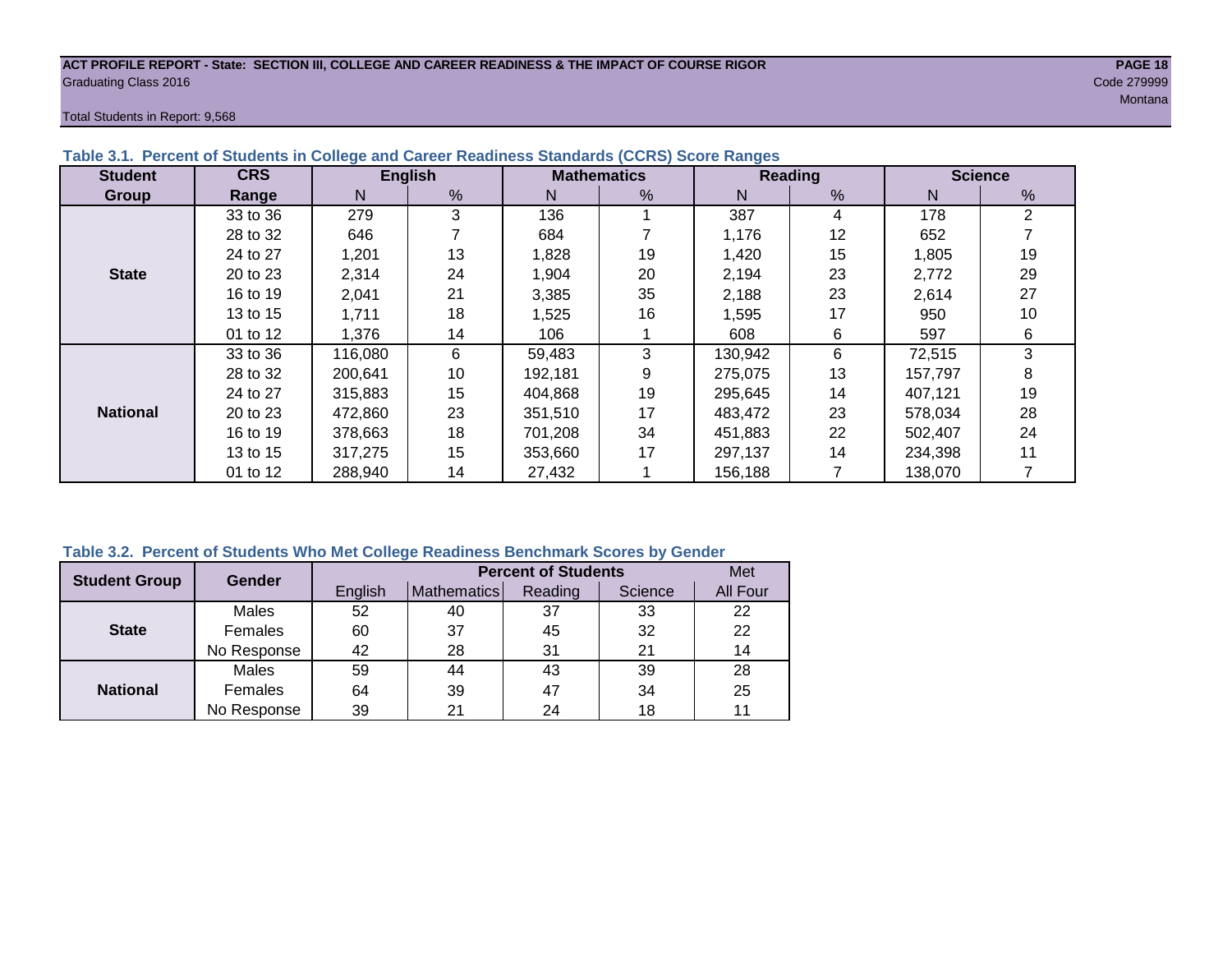ACT PROFILE REPORT - State: SECTION III, COLLEGE AND CAREER READINESS & THE IMPACT OF COURSE RIGOR

Graduating Class 2016

Code 279999

Montana

Total Students in Report: 9,568

### Table 3.1. Percent of Students in College and Career Readiness Standards (CCRS) Score Ranges

| Student Group | CRS Range | English | | Mathematics | | Reading | | Science | |
|---|---|---|---|---|---|---|---|---|---|
| | | N | % | N | % | N | % | N | % |
| State | 33 to 36 | 279 | 3 | 136 | 1 | 387 | 4 | 178 | 2 |
| | 28 to 32 | 646 | 7 | 684 | 7 | 1,176 | 12 | 652 | 7 |
| | 24 to 27 | 1,201 | 13 | 1,828 | 19 | 1,420 | 15 | 1,805 | 19 |
| | 20 to 23 | 2,314 | 24 | 1,904 | 20 | 2,194 | 23 | 2,772 | 29 |
| | 16 to 19 | 2,041 | 21 | 3,385 | 35 | 2,188 | 23 | 2,614 | 27 |
| | 13 to 15 | 1,711 | 18 | 1,525 | 16 | 1,595 | 17 | 950 | 10 |
| | 01 to 12 | 1,376 | 14 | 106 | 1 | 608 | 6 | 597 | 6 |
| National | 33 to 36 | 116,080 | 6 | 59,483 | 3 | 130,942 | 6 | 72,515 | 3 |
| | 28 to 32 | 200,641 | 10 | 192,181 | 9 | 275,075 | 13 | 157,797 | 8 |
| | 24 to 27 | 315,883 | 15 | 404,868 | 19 | 295,645 | 14 | 407,121 | 19 |
| | 20 to 23 | 472,860 | 23 | 351,510 | 17 | 483,472 | 23 | 578,034 | 28 |
| | 16 to 19 | 378,663 | 18 | 701,208 | 34 | 451,883 | 22 | 502,407 | 24 |
| | 13 to 15 | 317,275 | 15 | 353,660 | 17 | 297,137 | 14 | 234,398 | 11 |
| | 01 to 12 | 288,940 | 14 | 27,432 | 1 | 156,188 | 7 | 138,070 | 7 |

### Table 3.2. Percent of Students Who Met College Readiness Benchmark Scores by Gender

| Student Group | Gender | Percent of Students | | | | Met |
|---|---|---|---|---|---|---|
| | | English | Mathematics | Reading | Science | All Four |
| State | Males | 52 | 40 | 37 | 33 | 22 |
| | Females | 60 | 37 | 45 | 32 | 22 |
| | No Response | 42 | 28 | 31 | 21 | 14 |
| National | Males | 59 | 44 | 43 | 39 | 28 |
| | Females | 64 | 39 | 47 | 34 | 25 |
| | No Response | 39 | 21 | 24 | 18 | 11 |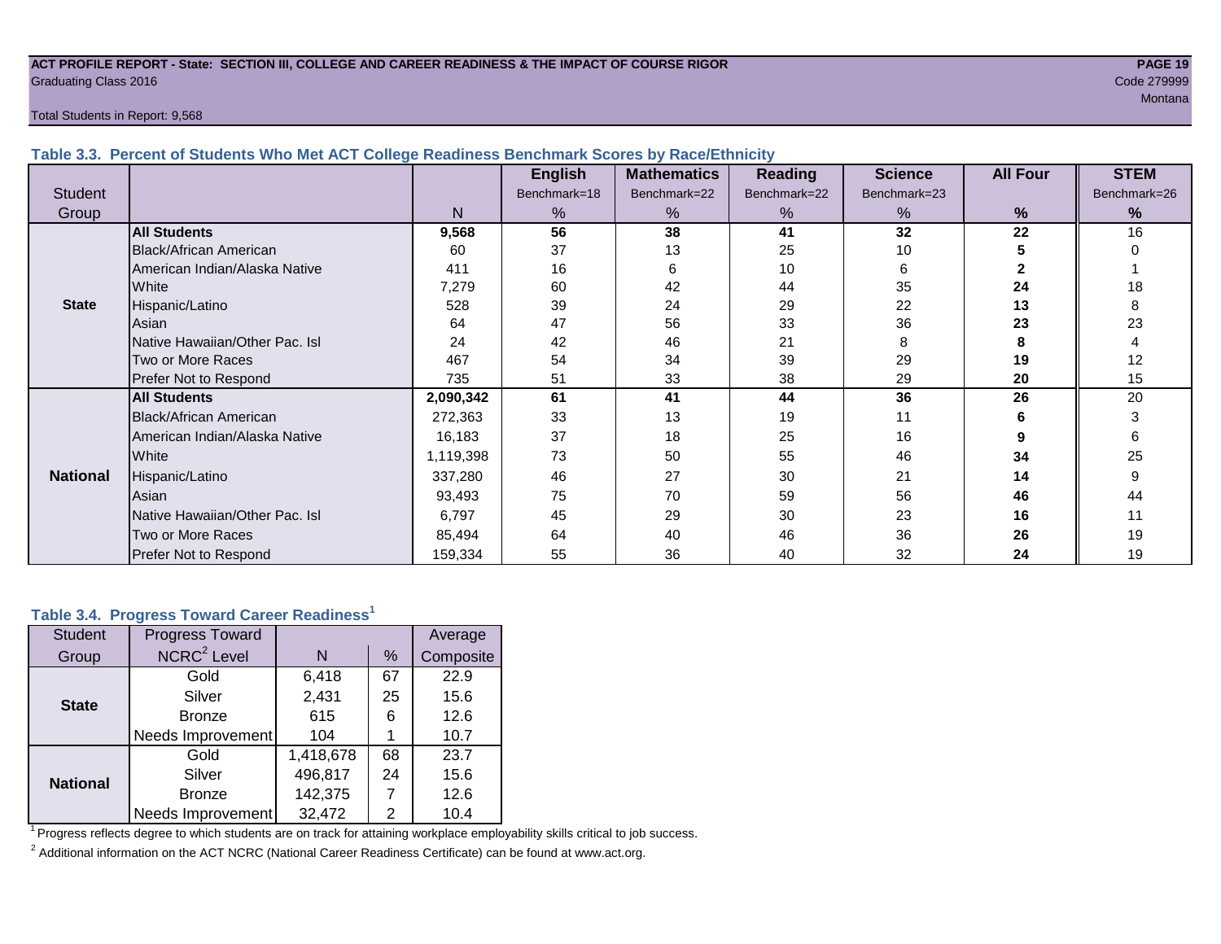ACT PROFILE REPORT - State: SECTION III, COLLEGE AND CAREER READINESS & THE IMPACT OF COURSE RIGOR
Graduating Class 2016
Code 279999
Montana

Total Students in Report: 9,568

### Table 3.3. Percent of Students Who Met ACT College Readiness Benchmark Scores by Race/Ethnicity

| Student Group | | N | English Benchmark=18 % | Mathematics Benchmark=22 % | Reading Benchmark=22 % | Science Benchmark=23 % | All Four % | STEM Benchmark=26 % |
|---|---|---|---|---|---|---|---|---|
| State | **All Students** | **9,568** | **56** | **38** | **41** | **32** | **22** | 16 |
| | Black/African American | 60 | 37 | 13 | 25 | 10 | **5** | 0 |
| | American Indian/Alaska Native | 411 | 16 | 6 | 10 | 6 | **2** | 1 |
| | White | 7,279 | 60 | 42 | 44 | 35 | **24** | 18 |
| | Hispanic/Latino | 528 | 39 | 24 | 29 | 22 | **13** | 8 |
| | Asian | 64 | 47 | 56 | 33 | 36 | **23** | 23 |
| | Native Hawaiian/Other Pac. Isl | 24 | 42 | 46 | 21 | 8 | **8** | 4 |
| | Two or More Races | 467 | 54 | 34 | 39 | 29 | **19** | 12 |
| | Prefer Not to Respond | 735 | 51 | 33 | 38 | 29 | **20** | 15 |
| National | **All Students** | **2,090,342** | **61** | **41** | **44** | **36** | **26** | 20 |
| | Black/African American | 272,363 | 33 | 13 | 19 | 11 | **6** | 3 |
| | American Indian/Alaska Native | 16,183 | 37 | 18 | 25 | 16 | **9** | 6 |
| | White | 1,119,398 | 73 | 50 | 55 | 46 | **34** | 25 |
| | Hispanic/Latino | 337,280 | 46 | 27 | 30 | 21 | **14** | 9 |
| | Asian | 93,493 | 75 | 70 | 59 | 56 | **46** | 44 |
| | Native Hawaiian/Other Pac. Isl | 6,797 | 45 | 29 | 30 | 23 | **16** | 11 |
| | Two or More Races | 85,494 | 64 | 40 | 46 | 36 | **26** | 19 |
| | Prefer Not to Respond | 159,334 | 55 | 36 | 40 | 32 | **24** | 19 |

### Table 3.4. Progress Toward Career Readiness[1]

| Student Group | Progress Toward NCRC[2] Level | N | % | Average Composite |
|---|---|---|---|---|
| State | Gold | 6,418 | 67 | 22.9 |
| | Silver | 2,431 | 25 | 15.6 |
| | Bronze | 615 | 6 | 12.6 |
| | Needs Improvement | 104 | 1 | 10.7 |
| National | Gold | 1,418,678 | 68 | 23.7 |
| | Silver | 496,817 | 24 | 15.6 |
| | Bronze | 142,375 | 7 | 12.6 |
| | Needs Improvement | 32,472 | 2 | 10.4 |

[1] Progress reflects degree to which students are on track for attaining workplace employability skills critical to job success.

[2] Additional information on the ACT NCRC (National Career Readiness Certificate) can be found at www.act.org.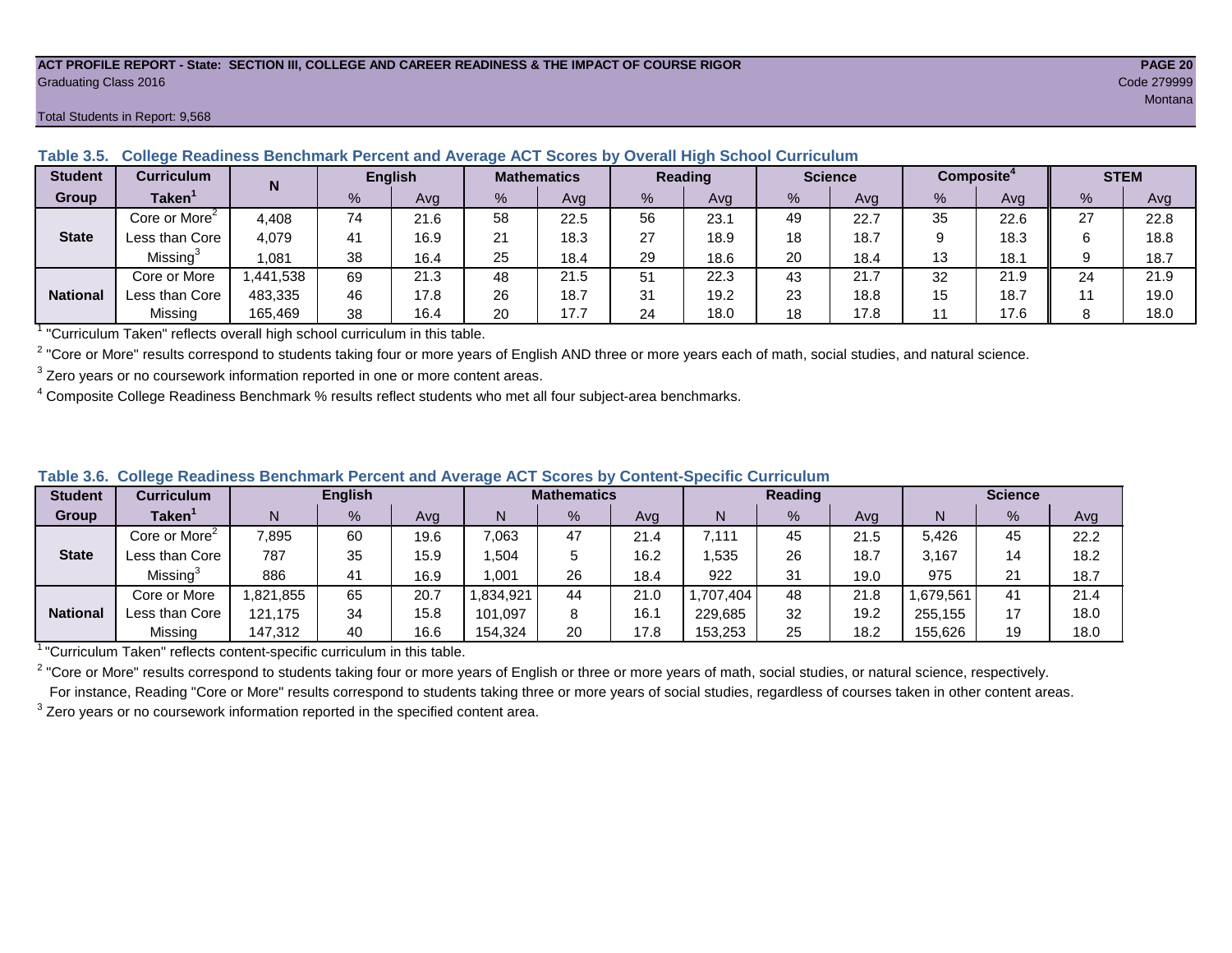ACT PROFILE REPORT - State: SECTION III, COLLEGE AND CAREER READINESS & THE IMPACT OF COURSE RIGOR

Graduating Class 2016

Code 279999

Montana

Total Students in Report: 9,568

### Table 3.5. College Readiness Benchmark Percent and Average ACT Scores by Overall High School Curriculum

| Student Group | Curriculum Taken[1] | N | English | | Mathematics | | Reading | | Science | | Composite[4] | | STEM | |
|---|---|---|---|---|---|---|---|---|---|---|---|---|---|---|
| | | | % | Avg | % | Avg | % | Avg | % | Avg | % | Avg | % | Avg |
| State | Core or More[2] | 4,408 | 74 | 21.6 | 58 | 22.5 | 56 | 23.1 | 49 | 22.7 | 35 | 22.6 | 27 | 22.8 |
| | Less than Core | 4,079 | 41 | 16.9 | 21 | 18.3 | 27 | 18.9 | 18 | 18.7 | 9 | 18.3 | 6 | 18.8 |
| | Missing[3] | 1,081 | 38 | 16.4 | 25 | 18.4 | 29 | 18.6 | 20 | 18.4 | 13 | 18.1 | 9 | 18.7 |
| National | Core or More | 1,441,538 | 69 | 21.3 | 48 | 21.5 | 51 | 22.3 | 43 | 21.7 | 32 | 21.9 | 24 | 21.9 |
| | Less than Core | 483,335 | 46 | 17.8 | 26 | 18.7 | 31 | 19.2 | 23 | 18.8 | 15 | 18.7 | 11 | 19.0 |
| | Missing | 165,469 | 38 | 16.4 | 20 | 17.7 | 24 | 18.0 | 18 | 17.8 | 11 | 17.6 | 8 | 18.0 |

[1] "Curriculum Taken" reflects overall high school curriculum in this table.

[2] "Core or More" results correspond to students taking four or more years of English AND three or more years each of math, social studies, and natural science.

[3] Zero years or no coursework information reported in one or more content areas.

[4] Composite College Readiness Benchmark % results reflect students who met all four subject-area benchmarks.

### Table 3.6. College Readiness Benchmark Percent and Average ACT Scores by Content-Specific Curriculum

| Student Group | Curriculum Taken[1] | English | | | Mathematics | | | Reading | | | Science | | |
|---|---|---|---|---|---|---|---|---|---|---|---|---|---|
| | | N | % | Avg | N | % | Avg | N | % | Avg | N | % | Avg |
| State | Core or More[2] | 7,895 | 60 | 19.6 | 7,063 | 47 | 21.4 | 7,111 | 45 | 21.5 | 5,426 | 45 | 22.2 |
| | Less than Core | 787 | 35 | 15.9 | 1,504 | 5 | 16.2 | 1,535 | 26 | 18.7 | 3,167 | 14 | 18.2 |
| | Missing[3] | 886 | 41 | 16.9 | 1,001 | 26 | 18.4 | 922 | 31 | 19.0 | 975 | 21 | 18.7 |
| National | Core or More | 1,821,855 | 65 | 20.7 | 1,834,921 | 44 | 21.0 | 1,707,404 | 48 | 21.8 | 1,679,561 | 41 | 21.4 |
| | Less than Core | 121,175 | 34 | 15.8 | 101,097 | 8 | 16.1 | 229,685 | 32 | 19.2 | 255,155 | 17 | 18.0 |
| | Missing | 147,312 | 40 | 16.6 | 154,324 | 20 | 17.8 | 153,253 | 25 | 18.2 | 155,626 | 19 | 18.0 |

[1] "Curriculum Taken" reflects content-specific curriculum in this table.

[2] "Core or More" results correspond to students taking four or more years of English or three or more years of math, social studies, or natural science, respectively. For instance, Reading "Core or More" results correspond to students taking three or more years of social studies, regardless of courses taken in other content areas.

[3] Zero years or no coursework information reported in the specified content area.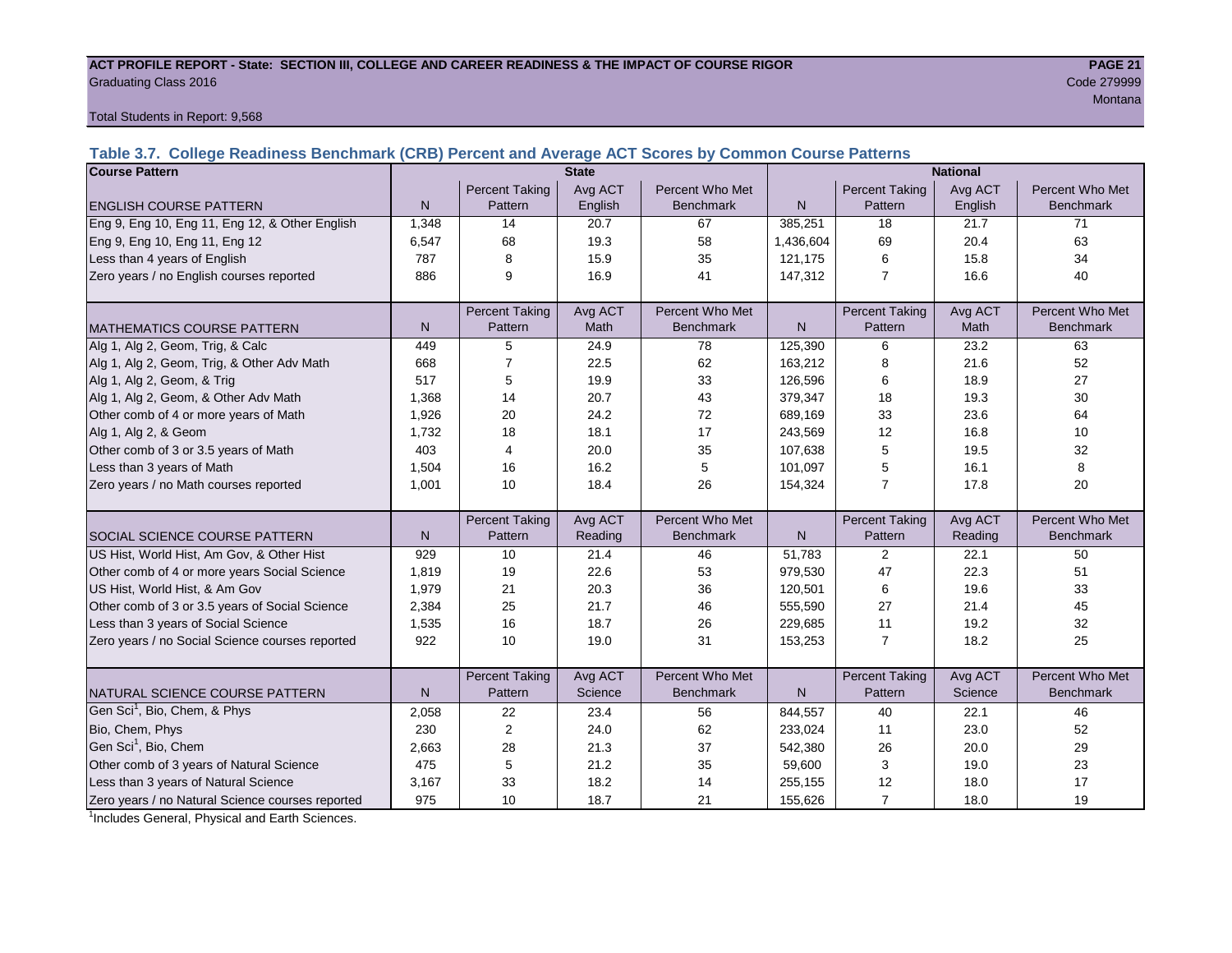**ACT PROFILE REPORT - State: SECTION III, COLLEGE AND CAREER READINESS & THE IMPACT OF COURSE RIGOR**

Graduating Class 2016

Code 279999

Montana

Total Students in Report: 9,568

### Table 3.7. College Readiness Benchmark (CRB) Percent and Average ACT Scores by Common Course Patterns

| Course Pattern | State | | | | National | | | |
|---|---|---|---|---|---|---|---|---|
| ENGLISH COURSE PATTERN | N | Percent Taking Pattern | Avg ACT English | Percent Who Met Benchmark | N | Percent Taking Pattern | Avg ACT English | Percent Who Met Benchmark |
| Eng 9, Eng 10, Eng 11, Eng 12, & Other English | 1,348 | 14 | 20.7 | 67 | 385,251 | 18 | 21.7 | 71 |
| Eng 9, Eng 10, Eng 11, Eng 12 | 6,547 | 68 | 19.3 | 58 | 1,436,604 | 69 | 20.4 | 63 |
| Less than 4 years of English | 787 | 8 | 15.9 | 35 | 121,175 | 6 | 15.8 | 34 |
| Zero years / no English courses reported | 886 | 9 | 16.9 | 41 | 147,312 | 7 | 16.6 | 40 |
| MATHEMATICS COURSE PATTERN | N | Percent Taking Pattern | Avg ACT Math | Percent Who Met Benchmark | N | Percent Taking Pattern | Avg ACT Math | Percent Who Met Benchmark |
| Alg 1, Alg 2, Geom, Trig, & Calc | 449 | 5 | 24.9 | 78 | 125,390 | 6 | 23.2 | 63 |
| Alg 1, Alg 2, Geom, Trig, & Other Adv Math | 668 | 7 | 22.5 | 62 | 163,212 | 8 | 21.6 | 52 |
| Alg 1, Alg 2, Geom, & Trig | 517 | 5 | 19.9 | 33 | 126,596 | 6 | 18.9 | 27 |
| Alg 1, Alg 2, Geom, & Other Adv Math | 1,368 | 14 | 20.7 | 43 | 379,347 | 18 | 19.3 | 30 |
| Other comb of 4 or more years of Math | 1,926 | 20 | 24.2 | 72 | 689,169 | 33 | 23.6 | 64 |
| Alg 1, Alg 2, & Geom | 1,732 | 18 | 18.1 | 17 | 243,569 | 12 | 16.8 | 10 |
| Other comb of 3 or 3.5 years of Math | 403 | 4 | 20.0 | 35 | 107,638 | 5 | 19.5 | 32 |
| Less than 3 years of Math | 1,504 | 16 | 16.2 | 5 | 101,097 | 5 | 16.1 | 8 |
| Zero years / no Math courses reported | 1,001 | 10 | 18.4 | 26 | 154,324 | 7 | 17.8 | 20 |
| SOCIAL SCIENCE COURSE PATTERN | N | Percent Taking Pattern | Avg ACT Reading | Percent Who Met Benchmark | N | Percent Taking Pattern | Avg ACT Reading | Percent Who Met Benchmark |
| US Hist, World Hist, Am Gov, & Other Hist | 929 | 10 | 21.4 | 46 | 51,783 | 2 | 22.1 | 50 |
| Other comb of 4 or more years Social Science | 1,819 | 19 | 22.6 | 53 | 979,530 | 47 | 22.3 | 51 |
| US Hist, World Hist, & Am Gov | 1,979 | 21 | 20.3 | 36 | 120,501 | 6 | 19.6 | 33 |
| Other comb of 3 or 3.5 years of Social Science | 2,384 | 25 | 21.7 | 46 | 555,590 | 27 | 21.4 | 45 |
| Less than 3 years of Social Science | 1,535 | 16 | 18.7 | 26 | 229,685 | 11 | 19.2 | 32 |
| Zero years / no Social Science courses reported | 922 | 10 | 19.0 | 31 | 153,253 | 7 | 18.2 | 25 |
| NATURAL SCIENCE COURSE PATTERN | N | Percent Taking Pattern | Avg ACT Science | Percent Who Met Benchmark | N | Percent Taking Pattern | Avg ACT Science | Percent Who Met Benchmark |
| Gen Sci[1], Bio, Chem, & Phys | 2,058 | 22 | 23.4 | 56 | 844,557 | 40 | 22.1 | 46 |
| Bio, Chem, Phys | 230 | 2 | 24.0 | 62 | 233,024 | 11 | 23.0 | 52 |
| Gen Sci[1], Bio, Chem | 2,663 | 28 | 21.3 | 37 | 542,380 | 26 | 20.0 | 29 |
| Other comb of 3 years of Natural Science | 475 | 5 | 21.2 | 35 | 59,600 | 3 | 19.0 | 23 |
| Less than 3 years of Natural Science | 3,167 | 33 | 18.2 | 14 | 255,155 | 12 | 18.0 | 17 |
| Zero years / no Natural Science courses reported | 975 | 10 | 18.7 | 21 | 155,626 | 7 | 18.0 | 19 |

[1]Includes General, Physical and Earth Sciences.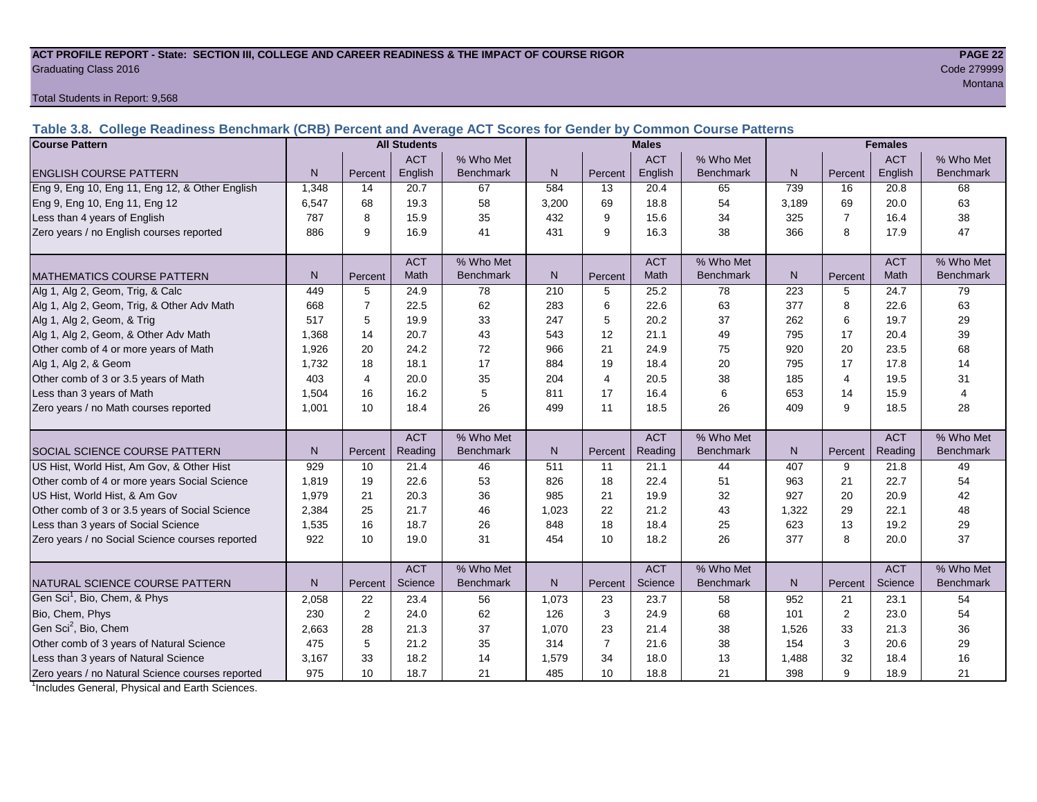**ACT PROFILE REPORT - State: SECTION III, COLLEGE AND CAREER READINESS & THE IMPACT OF COURSE RIGOR**

Graduating Class 2016

Code 279999

Montana

Total Students in Report: 9,568

### Table 3.8. College Readiness Benchmark (CRB) Percent and Average ACT Scores for Gender by Common Course Patterns

| Course Pattern | All Students | | | | Males | | | | Females | | | |
|---|---|---|---|---|---|---|---|---|---|---|---|---|
| ENGLISH COURSE PATTERN | N | Percent | ACT English | % Who Met Benchmark | N | Percent | ACT English | % Who Met Benchmark | N | Percent | ACT English | % Who Met Benchmark |
| Eng 9, Eng 10, Eng 11, Eng 12, & Other English | 1,348 | 14 | 20.7 | 67 | 584 | 13 | 20.4 | 65 | 739 | 16 | 20.8 | 68 |
| Eng 9, Eng 10, Eng 11, Eng 12 | 6,547 | 68 | 19.3 | 58 | 3,200 | 69 | 18.8 | 54 | 3,189 | 69 | 20.0 | 63 |
| Less than 4 years of English | 787 | 8 | 15.9 | 35 | 432 | 9 | 15.6 | 34 | 325 | 7 | 16.4 | 38 |
| Zero years / no English courses reported | 886 | 9 | 16.9 | 41 | 431 | 9 | 16.3 | 38 | 366 | 8 | 17.9 | 47 |
| MATHEMATICS COURSE PATTERN | N | Percent | ACT Math | % Who Met Benchmark | N | Percent | ACT Math | % Who Met Benchmark | N | Percent | ACT Math | % Who Met Benchmark |
| Alg 1, Alg 2, Geom, Trig, & Calc | 449 | 5 | 24.9 | 78 | 210 | 5 | 25.2 | 78 | 223 | 5 | 24.7 | 79 |
| Alg 1, Alg 2, Geom, Trig, & Other Adv Math | 668 | 7 | 22.5 | 62 | 283 | 6 | 22.6 | 63 | 377 | 8 | 22.6 | 63 |
| Alg 1, Alg 2, Geom, & Trig | 517 | 5 | 19.9 | 33 | 247 | 5 | 20.2 | 37 | 262 | 6 | 19.7 | 29 |
| Alg 1, Alg 2, Geom, & Other Adv Math | 1,368 | 14 | 20.7 | 43 | 543 | 12 | 21.1 | 49 | 795 | 17 | 20.4 | 39 |
| Other comb of 4 or more years of Math | 1,926 | 20 | 24.2 | 72 | 966 | 21 | 24.9 | 75 | 920 | 20 | 23.5 | 68 |
| Alg 1, Alg 2, & Geom | 1,732 | 18 | 18.1 | 17 | 884 | 19 | 18.4 | 20 | 795 | 17 | 17.8 | 14 |
| Other comb of 3 or 3.5 years of Math | 403 | 4 | 20.0 | 35 | 204 | 4 | 20.5 | 38 | 185 | 4 | 19.5 | 31 |
| Less than 3 years of Math | 1,504 | 16 | 16.2 | 5 | 811 | 17 | 16.4 | 6 | 653 | 14 | 15.9 | 4 |
| Zero years / no Math courses reported | 1,001 | 10 | 18.4 | 26 | 499 | 11 | 18.5 | 26 | 409 | 9 | 18.5 | 28 |
| SOCIAL SCIENCE COURSE PATTERN | N | Percent | ACT Reading | % Who Met Benchmark | N | Percent | ACT Reading | % Who Met Benchmark | N | Percent | ACT Reading | % Who Met Benchmark |
| US Hist, World Hist, Am Gov, & Other Hist | 929 | 10 | 21.4 | 46 | 511 | 11 | 21.1 | 44 | 407 | 9 | 21.8 | 49 |
| Other comb of 4 or more years Social Science | 1,819 | 19 | 22.6 | 53 | 826 | 18 | 22.4 | 51 | 963 | 21 | 22.7 | 54 |
| US Hist, World Hist, & Am Gov | 1,979 | 21 | 20.3 | 36 | 985 | 21 | 19.9 | 32 | 927 | 20 | 20.9 | 42 |
| Other comb of 3 or 3.5 years of Social Science | 2,384 | 25 | 21.7 | 46 | 1,023 | 22 | 21.2 | 43 | 1,322 | 29 | 22.1 | 48 |
| Less than 3 years of Social Science | 1,535 | 16 | 18.7 | 26 | 848 | 18 | 18.4 | 25 | 623 | 13 | 19.2 | 29 |
| Zero years / no Social Science courses reported | 922 | 10 | 19.0 | 31 | 454 | 10 | 18.2 | 26 | 377 | 8 | 20.0 | 37 |
| NATURAL SCIENCE COURSE PATTERN | N | Percent | ACT Science | % Who Met Benchmark | N | Percent | ACT Science | % Who Met Benchmark | N | Percent | ACT Science | % Who Met Benchmark |
| Gen Sci[1], Bio, Chem, & Phys | 2,058 | 22 | 23.4 | 56 | 1,073 | 23 | 23.7 | 58 | 952 | 21 | 23.1 | 54 |
| Bio, Chem, Phys | 230 | 2 | 24.0 | 62 | 126 | 3 | 24.9 | 68 | 101 | 2 | 23.0 | 54 |
| Gen Sci[2], Bio, Chem | 2,663 | 28 | 21.3 | 37 | 1,070 | 23 | 21.4 | 38 | 1,526 | 33 | 21.3 | 36 |
| Other comb of 3 years of Natural Science | 475 | 5 | 21.2 | 35 | 314 | 7 | 21.6 | 38 | 154 | 3 | 20.6 | 29 |
| Less than 3 years of Natural Science | 3,167 | 33 | 18.2 | 14 | 1,579 | 34 | 18.0 | 13 | 1,488 | 32 | 18.4 | 16 |
| Zero years / no Natural Science courses reported | 975 | 10 | 18.7 | 21 | 485 | 10 | 18.8 | 21 | 398 | 9 | 18.9 | 21 |

[1]Includes General, Physical and Earth Sciences.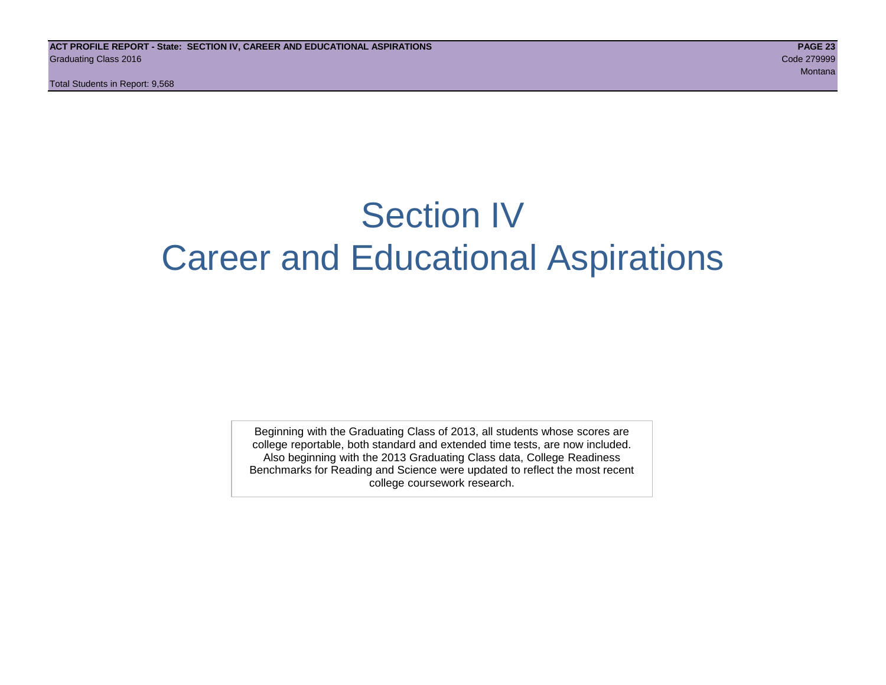# Section IV
# Career and Educational Aspirations

Beginning with the Graduating Class of 2013, all students whose scores are college reportable, both standard and extended time tests, are now included. Also beginning with the 2013 Graduating Class data, College Readiness Benchmarks for Reading and Science were updated to reflect the most recent college coursework research.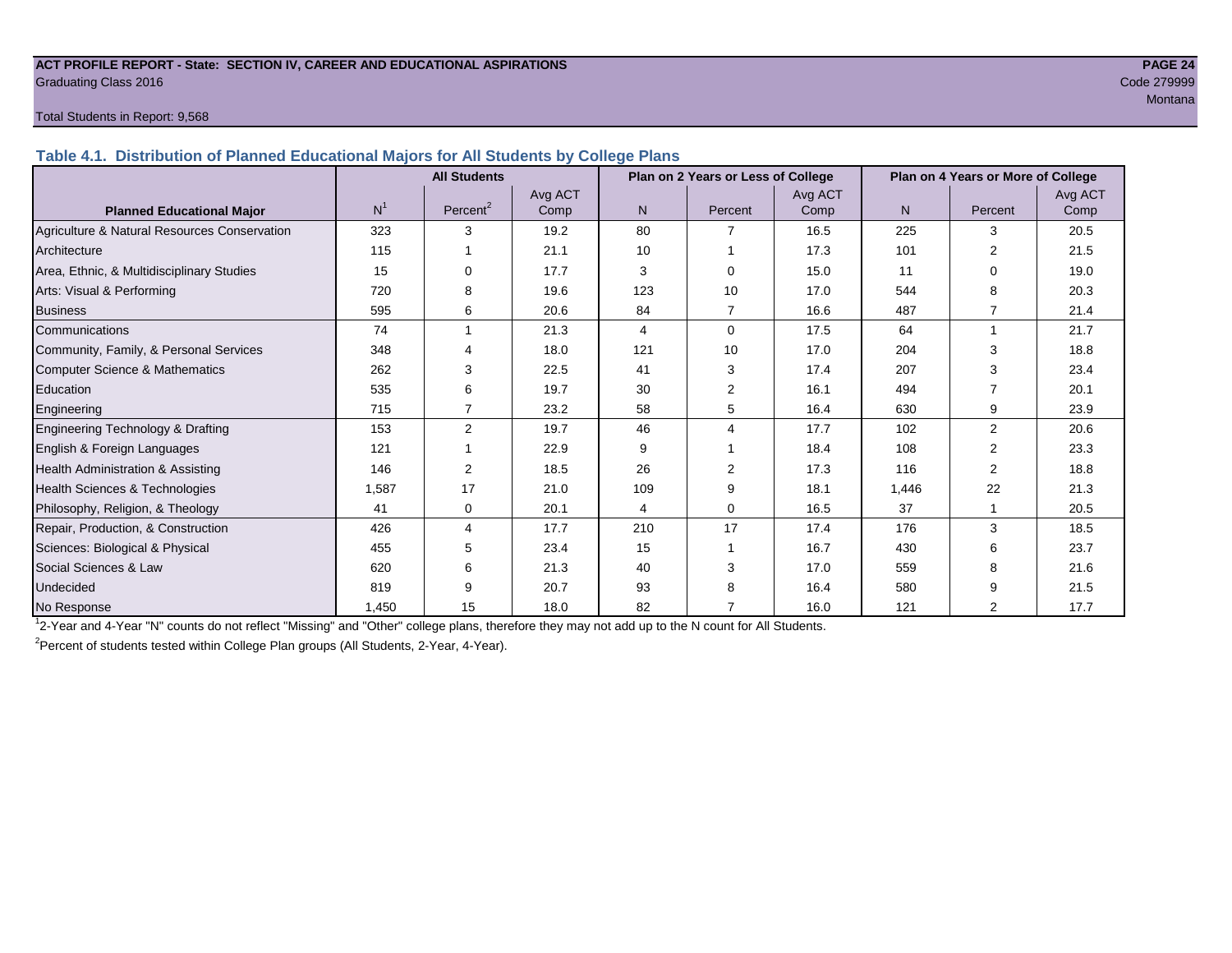**ACT PROFILE REPORT - State: SECTION IV, CAREER AND EDUCATIONAL ASPIRATIONS**
Graduating Class 2016
Code 279999
Montana
Total Students in Report: 9,568

### Table 4.1. Distribution of Planned Educational Majors for All Students by College Plans

| Planned Educational Major | All Students | | | Plan on 2 Years or Less of College | | | Plan on 4 Years or More of College | | |
|---|---|---|---|---|---|---|---|---|---|
| | N[1] | Percent[2] | Avg ACT Comp | N | Percent | Avg ACT Comp | N | Percent | Avg ACT Comp |
| Agriculture & Natural Resources Conservation | 323 | 3 | 19.2 | 80 | 7 | 16.5 | 225 | 3 | 20.5 |
| Architecture | 115 | 1 | 21.1 | 10 | 1 | 17.3 | 101 | 2 | 21.5 |
| Area, Ethnic, & Multidisciplinary Studies | 15 | 0 | 17.7 | 3 | 0 | 15.0 | 11 | 0 | 19.0 |
| Arts: Visual & Performing | 720 | 8 | 19.6 | 123 | 10 | 17.0 | 544 | 8 | 20.3 |
| Business | 595 | 6 | 20.6 | 84 | 7 | 16.6 | 487 | 7 | 21.4 |
| Communications | 74 | 1 | 21.3 | 4 | 0 | 17.5 | 64 | 1 | 21.7 |
| Community, Family, & Personal Services | 348 | 4 | 18.0 | 121 | 10 | 17.0 | 204 | 3 | 18.8 |
| Computer Science & Mathematics | 262 | 3 | 22.5 | 41 | 3 | 17.4 | 207 | 3 | 23.4 |
| Education | 535 | 6 | 19.7 | 30 | 2 | 16.1 | 494 | 7 | 20.1 |
| Engineering | 715 | 7 | 23.2 | 58 | 5 | 16.4 | 630 | 9 | 23.9 |
| Engineering Technology & Drafting | 153 | 2 | 19.7 | 46 | 4 | 17.7 | 102 | 2 | 20.6 |
| English & Foreign Languages | 121 | 1 | 22.9 | 9 | 1 | 18.4 | 108 | 2 | 23.3 |
| Health Administration & Assisting | 146 | 2 | 18.5 | 26 | 2 | 17.3 | 116 | 2 | 18.8 |
| Health Sciences & Technologies | 1,587 | 17 | 21.0 | 109 | 9 | 18.1 | 1,446 | 22 | 21.3 |
| Philosophy, Religion, & Theology | 41 | 0 | 20.1 | 4 | 0 | 16.5 | 37 | 1 | 20.5 |
| Repair, Production, & Construction | 426 | 4 | 17.7 | 210 | 17 | 17.4 | 176 | 3 | 18.5 |
| Sciences: Biological & Physical | 455 | 5 | 23.4 | 15 | 1 | 16.7 | 430 | 6 | 23.7 |
| Social Sciences & Law | 620 | 6 | 21.3 | 40 | 3 | 17.0 | 559 | 8 | 21.6 |
| Undecided | 819 | 9 | 20.7 | 93 | 8 | 16.4 | 580 | 9 | 21.5 |
| No Response | 1,450 | 15 | 18.0 | 82 | 7 | 16.0 | 121 | 2 | 17.7 |

[1] 2-Year and 4-Year "N" counts do not reflect "Missing" and "Other" college plans, therefore they may not add up to the N count for All Students.

[2] Percent of students tested within College Plan groups (All Students, 2-Year, 4-Year).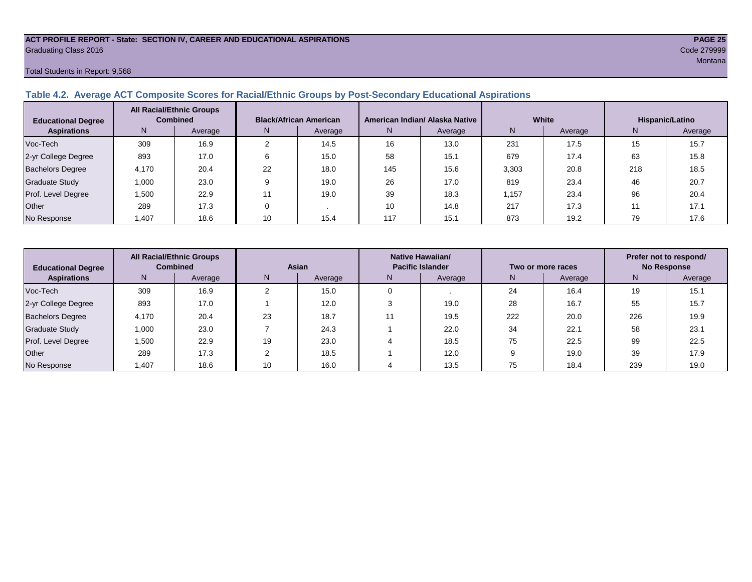ACT PROFILE REPORT - State: SECTION IV, CAREER AND EDUCATIONAL ASPIRATIONS

Graduating Class 2016

Code 279999

Montana

Total Students in Report: 9,568

### Table 4.2. Average ACT Composite Scores for Racial/Ethnic Groups by Post-Secondary Educational Aspirations

| Educational Degree Aspirations | All Racial/Ethnic Groups Combined | | Black/African American | | American Indian/ Alaska Native | | White | | Hispanic/Latino | |
|---|---|---|---|---|---|---|---|---|---|---|
| | N | Average | N | Average | N | Average | N | Average | N | Average |
| Voc-Tech | 309 | 16.9 | 2 | 14.5 | 16 | 13.0 | 231 | 17.5 | 15 | 15.7 |
| 2-yr College Degree | 893 | 17.0 | 6 | 15.0 | 58 | 15.1 | 679 | 17.4 | 63 | 15.8 |
| Bachelors Degree | 4,170 | 20.4 | 22 | 18.0 | 145 | 15.6 | 3,303 | 20.8 | 218 | 18.5 |
| Graduate Study | 1,000 | 23.0 | 9 | 19.0 | 26 | 17.0 | 819 | 23.4 | 46 | 20.7 |
| Prof. Level Degree | 1,500 | 22.9 | 11 | 19.0 | 39 | 18.3 | 1,157 | 23.4 | 96 | 20.4 |
| Other | 289 | 17.3 | 0 | . | 10 | 14.8 | 217 | 17.3 | 11 | 17.1 |
| No Response | 1,407 | 18.6 | 10 | 15.4 | 117 | 15.1 | 873 | 19.2 | 79 | 17.6 |

| Educational Degree Aspirations | All Racial/Ethnic Groups Combined | | Asian | | Native Hawaiian/ Pacific Islander | | Two or more races | | Prefer not to respond/ No Response | |
|---|---|---|---|---|---|---|---|---|---|---|
| | N | Average | N | Average | N | Average | N | Average | N | Average |
| Voc-Tech | 309 | 16.9 | 2 | 15.0 | 0 | . | 24 | 16.4 | 19 | 15.1 |
| 2-yr College Degree | 893 | 17.0 | 1 | 12.0 | 3 | 19.0 | 28 | 16.7 | 55 | 15.7 |
| Bachelors Degree | 4,170 | 20.4 | 23 | 18.7 | 11 | 19.5 | 222 | 20.0 | 226 | 19.9 |
| Graduate Study | 1,000 | 23.0 | 7 | 24.3 | 1 | 22.0 | 34 | 22.1 | 58 | 23.1 |
| Prof. Level Degree | 1,500 | 22.9 | 19 | 23.0 | 4 | 18.5 | 75 | 22.5 | 99 | 22.5 |
| Other | 289 | 17.3 | 2 | 18.5 | 1 | 12.0 | 9 | 19.0 | 39 | 17.9 |
| No Response | 1,407 | 18.6 | 10 | 16.0 | 4 | 13.5 | 75 | 18.4 | 239 | 19.0 |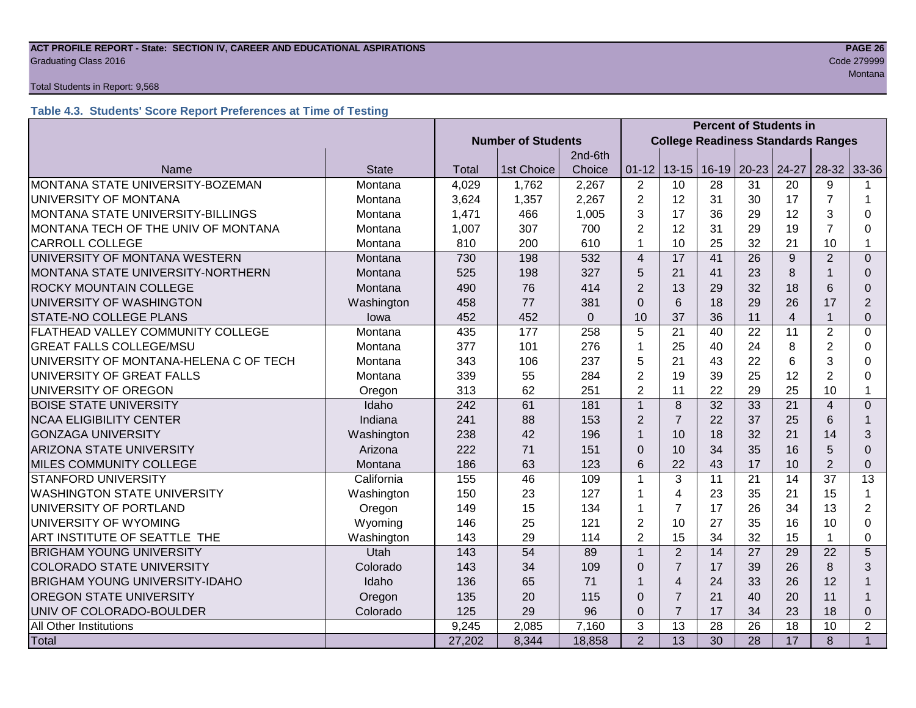**ACT PROFILE REPORT - State: SECTION IV, CAREER AND EDUCATIONAL ASPIRATIONS**
Graduating Class 2016
Code 279999
Montana

Total Students in Report: 9,568

### Table 4.3. Students' Score Report Preferences at Time of Testing

| | | Number of Students | | | Percent of Students in College Readiness Standards Ranges | | | | | | |
|---|---|---|---|---|---|---|---|---|---|---|---|
| Name | State | Total | 1st Choice | 2nd-6th Choice | 01-12 | 13-15 | 16-19 | 20-23 | 24-27 | 28-32 | 33-36 |
| MONTANA STATE UNIVERSITY-BOZEMAN | Montana | 4,029 | 1,762 | 2,267 | 2 | 10 | 28 | 31 | 20 | 9 | 1 |
| UNIVERSITY OF MONTANA | Montana | 3,624 | 1,357 | 2,267 | 2 | 12 | 31 | 30 | 17 | 7 | 1 |
| MONTANA STATE UNIVERSITY-BILLINGS | Montana | 1,471 | 466 | 1,005 | 3 | 17 | 36 | 29 | 12 | 3 | 0 |
| MONTANA TECH OF THE UNIV OF MONTANA | Montana | 1,007 | 307 | 700 | 2 | 12 | 31 | 29 | 19 | 7 | 0 |
| CARROLL COLLEGE | Montana | 810 | 200 | 610 | 1 | 10 | 25 | 32 | 21 | 10 | 1 |
| UNIVERSITY OF MONTANA WESTERN | Montana | 730 | 198 | 532 | 4 | 17 | 41 | 26 | 9 | 2 | 0 |
| MONTANA STATE UNIVERSITY-NORTHERN | Montana | 525 | 198 | 327 | 5 | 21 | 41 | 23 | 8 | 1 | 0 |
| ROCKY MOUNTAIN COLLEGE | Montana | 490 | 76 | 414 | 2 | 13 | 29 | 32 | 18 | 6 | 0 |
| UNIVERSITY OF WASHINGTON | Washington | 458 | 77 | 381 | 0 | 6 | 18 | 29 | 26 | 17 | 2 |
| STATE-NO COLLEGE PLANS | Iowa | 452 | 452 | 0 | 10 | 37 | 36 | 11 | 4 | 1 | 0 |
| FLATHEAD VALLEY COMMUNITY COLLEGE | Montana | 435 | 177 | 258 | 5 | 21 | 40 | 22 | 11 | 2 | 0 |
| GREAT FALLS COLLEGE/MSU | Montana | 377 | 101 | 276 | 1 | 25 | 40 | 24 | 8 | 2 | 0 |
| UNIVERSITY OF MONTANA-HELENA C OF TECH | Montana | 343 | 106 | 237 | 5 | 21 | 43 | 22 | 6 | 3 | 0 |
| UNIVERSITY OF GREAT FALLS | Montana | 339 | 55 | 284 | 2 | 19 | 39 | 25 | 12 | 2 | 0 |
| UNIVERSITY OF OREGON | Oregon | 313 | 62 | 251 | 2 | 11 | 22 | 29 | 25 | 10 | 1 |
| BOISE STATE UNIVERSITY | Idaho | 242 | 61 | 181 | 1 | 8 | 32 | 33 | 21 | 4 | 0 |
| NCAA ELIGIBILITY CENTER | Indiana | 241 | 88 | 153 | 2 | 7 | 22 | 37 | 25 | 6 | 1 |
| GONZAGA UNIVERSITY | Washington | 238 | 42 | 196 | 1 | 10 | 18 | 32 | 21 | 14 | 3 |
| ARIZONA STATE UNIVERSITY | Arizona | 222 | 71 | 151 | 0 | 10 | 34 | 35 | 16 | 5 | 0 |
| MILES COMMUNITY COLLEGE | Montana | 186 | 63 | 123 | 6 | 22 | 43 | 17 | 10 | 2 | 0 |
| STANFORD UNIVERSITY | California | 155 | 46 | 109 | 1 | 3 | 11 | 21 | 14 | 37 | 13 |
| WASHINGTON STATE UNIVERSITY | Washington | 150 | 23 | 127 | 1 | 4 | 23 | 35 | 21 | 15 | 1 |
| UNIVERSITY OF PORTLAND | Oregon | 149 | 15 | 134 | 1 | 7 | 17 | 26 | 34 | 13 | 2 |
| UNIVERSITY OF WYOMING | Wyoming | 146 | 25 | 121 | 2 | 10 | 27 | 35 | 16 | 10 | 0 |
| ART INSTITUTE OF SEATTLE THE | Washington | 143 | 29 | 114 | 2 | 15 | 34 | 32 | 15 | 1 | 0 |
| BRIGHAM YOUNG UNIVERSITY | Utah | 143 | 54 | 89 | 1 | 2 | 14 | 27 | 29 | 22 | 5 |
| COLORADO STATE UNIVERSITY | Colorado | 143 | 34 | 109 | 0 | 7 | 17 | 39 | 26 | 8 | 3 |
| BRIGHAM YOUNG UNIVERSITY-IDAHO | Idaho | 136 | 65 | 71 | 1 | 4 | 24 | 33 | 26 | 12 | 1 |
| OREGON STATE UNIVERSITY | Oregon | 135 | 20 | 115 | 0 | 7 | 21 | 40 | 20 | 11 | 1 |
| UNIV OF COLORADO-BOULDER | Colorado | 125 | 29 | 96 | 0 | 7 | 17 | 34 | 23 | 18 | 0 |
| All Other Institutions | | 9,245 | 2,085 | 7,160 | 3 | 13 | 28 | 26 | 18 | 10 | 2 |
| Total | | 27,202 | 8,344 | 18,858 | 2 | 13 | 30 | 28 | 17 | 8 | 1 |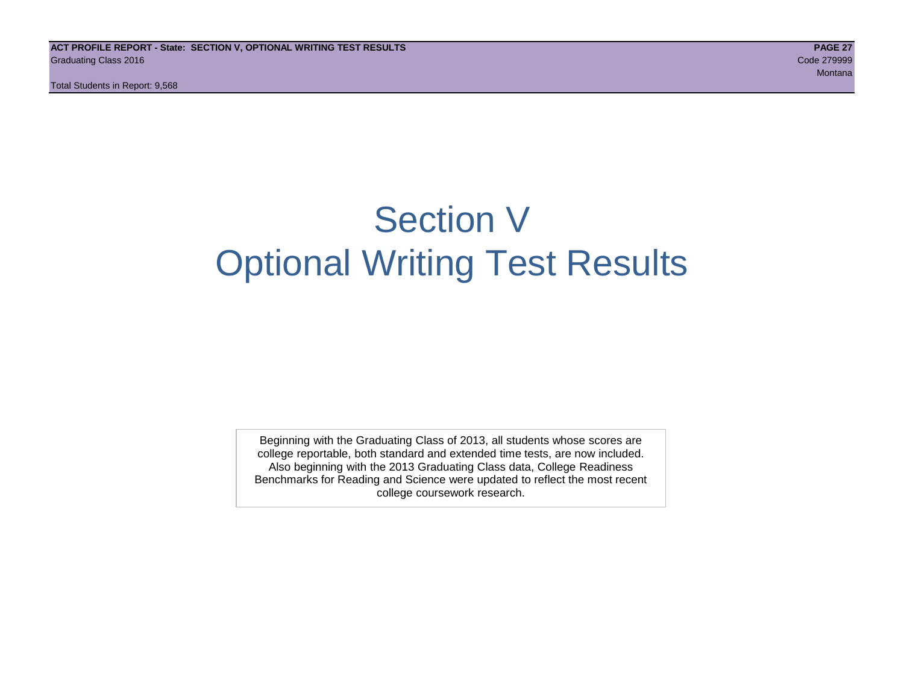# Section V
# Optional Writing Test Results

Beginning with the Graduating Class of 2013, all students whose scores are college reportable, both standard and extended time tests, are now included. Also beginning with the 2013 Graduating Class data, College Readiness Benchmarks for Reading and Science were updated to reflect the most recent college coursework research.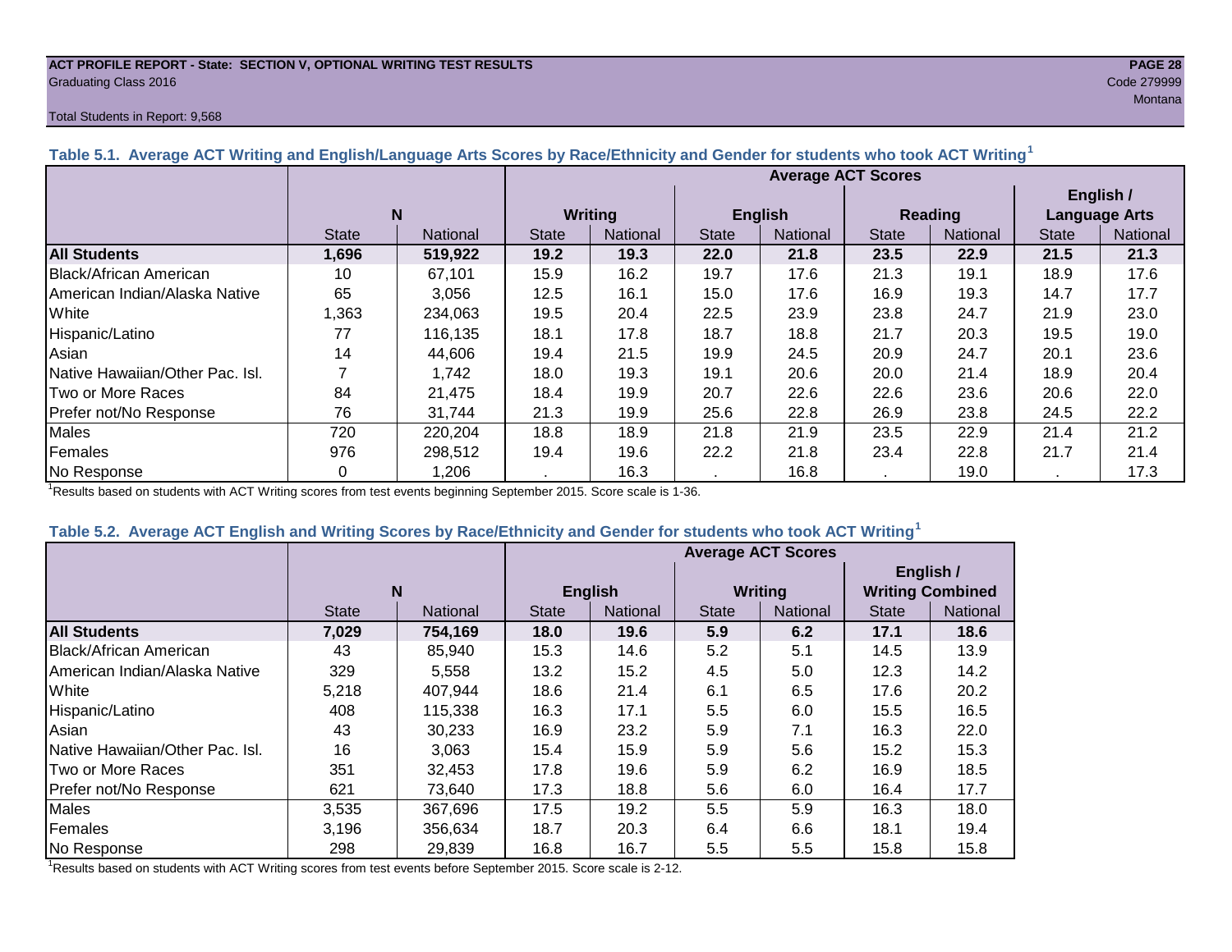ACT PROFILE REPORT - State: SECTION V, OPTIONAL WRITING TEST RESULTS
Graduating Class 2016
Code 279999
Montana
Total Students in Report: 9,568

### Table 5.1. Average ACT Writing and English/Language Arts Scores by Race/Ethnicity and Gender for students who took ACT Writing[1]

| | N | | Average ACT Scores | | | | | | | |
|---|---|---|---|---|---|---|---|---|---|---|
| | | | Writing | | English | | Reading | | English / Language Arts | |
| | State | National | State | National | State | National | State | National | State | National |
| **All Students** | **1,696** | **519,922** | **19.2** | **19.3** | **22.0** | **21.8** | **23.5** | **22.9** | **21.5** | **21.3** |
| Black/African American | 10 | 67,101 | 15.9 | 16.2 | 19.7 | 17.6 | 21.3 | 19.1 | 18.9 | 17.6 |
| American Indian/Alaska Native | 65 | 3,056 | 12.5 | 16.1 | 15.0 | 17.6 | 16.9 | 19.3 | 14.7 | 17.7 |
| White | 1,363 | 234,063 | 19.5 | 20.4 | 22.5 | 23.9 | 23.8 | 24.7 | 21.9 | 23.0 |
| Hispanic/Latino | 77 | 116,135 | 18.1 | 17.8 | 18.7 | 18.8 | 21.7 | 20.3 | 19.5 | 19.0 |
| Asian | 14 | 44,606 | 19.4 | 21.5 | 19.9 | 24.5 | 20.9 | 24.7 | 20.1 | 23.6 |
| Native Hawaiian/Other Pac. Isl. | 7 | 1,742 | 18.0 | 19.3 | 19.1 | 20.6 | 20.0 | 21.4 | 18.9 | 20.4 |
| Two or More Races | 84 | 21,475 | 18.4 | 19.9 | 20.7 | 22.6 | 22.6 | 23.6 | 20.6 | 22.0 |
| Prefer not/No Response | 76 | 31,744 | 21.3 | 19.9 | 25.6 | 22.8 | 26.9 | 23.8 | 24.5 | 22.2 |
| Males | 720 | 220,204 | 18.8 | 18.9 | 21.8 | 21.9 | 23.5 | 22.9 | 21.4 | 21.2 |
| Females | 976 | 298,512 | 19.4 | 19.6 | 22.2 | 21.8 | 23.4 | 22.8 | 21.7 | 21.4 |
| No Response | 0 | 1,206 | . | 16.3 | . | 16.8 | . | 19.0 | . | 17.3 |

[1]Results based on students with ACT Writing scores from test events beginning September 2015. Score scale is 1-36.

### Table 5.2. Average ACT English and Writing Scores by Race/Ethnicity and Gender for students who took ACT Writing[1]

| | N | | Average ACT Scores | | | | | |
|---|---|---|---|---|---|---|---|---|
| | | | English | | Writing | | English / Writing Combined | |
| | State | National | State | National | State | National | State | National |
| **All Students** | **7,029** | **754,169** | **18.0** | **19.6** | **5.9** | **6.2** | **17.1** | **18.6** |
| Black/African American | 43 | 85,940 | 15.3 | 14.6 | 5.2 | 5.1 | 14.5 | 13.9 |
| American Indian/Alaska Native | 329 | 5,558 | 13.2 | 15.2 | 4.5 | 5.0 | 12.3 | 14.2 |
| White | 5,218 | 407,944 | 18.6 | 21.4 | 6.1 | 6.5 | 17.6 | 20.2 |
| Hispanic/Latino | 408 | 115,338 | 16.3 | 17.1 | 5.5 | 6.0 | 15.5 | 16.5 |
| Asian | 43 | 30,233 | 16.9 | 23.2 | 5.9 | 7.1 | 16.3 | 22.0 |
| Native Hawaiian/Other Pac. Isl. | 16 | 3,063 | 15.4 | 15.9 | 5.9 | 5.6 | 15.2 | 15.3 |
| Two or More Races | 351 | 32,453 | 17.8 | 19.6 | 5.9 | 6.2 | 16.9 | 18.5 |
| Prefer not/No Response | 621 | 73,640 | 17.3 | 18.8 | 5.6 | 6.0 | 16.4 | 17.7 |
| Males | 3,535 | 367,696 | 17.5 | 19.2 | 5.5 | 5.9 | 16.3 | 18.0 |
| Females | 3,196 | 356,634 | 18.7 | 20.3 | 6.4 | 6.6 | 18.1 | 19.4 |
| No Response | 298 | 29,839 | 16.8 | 16.7 | 5.5 | 5.5 | 15.8 | 15.8 |

[1]Results based on students with ACT Writing scores from test events before September 2015. Score scale is 2-12.